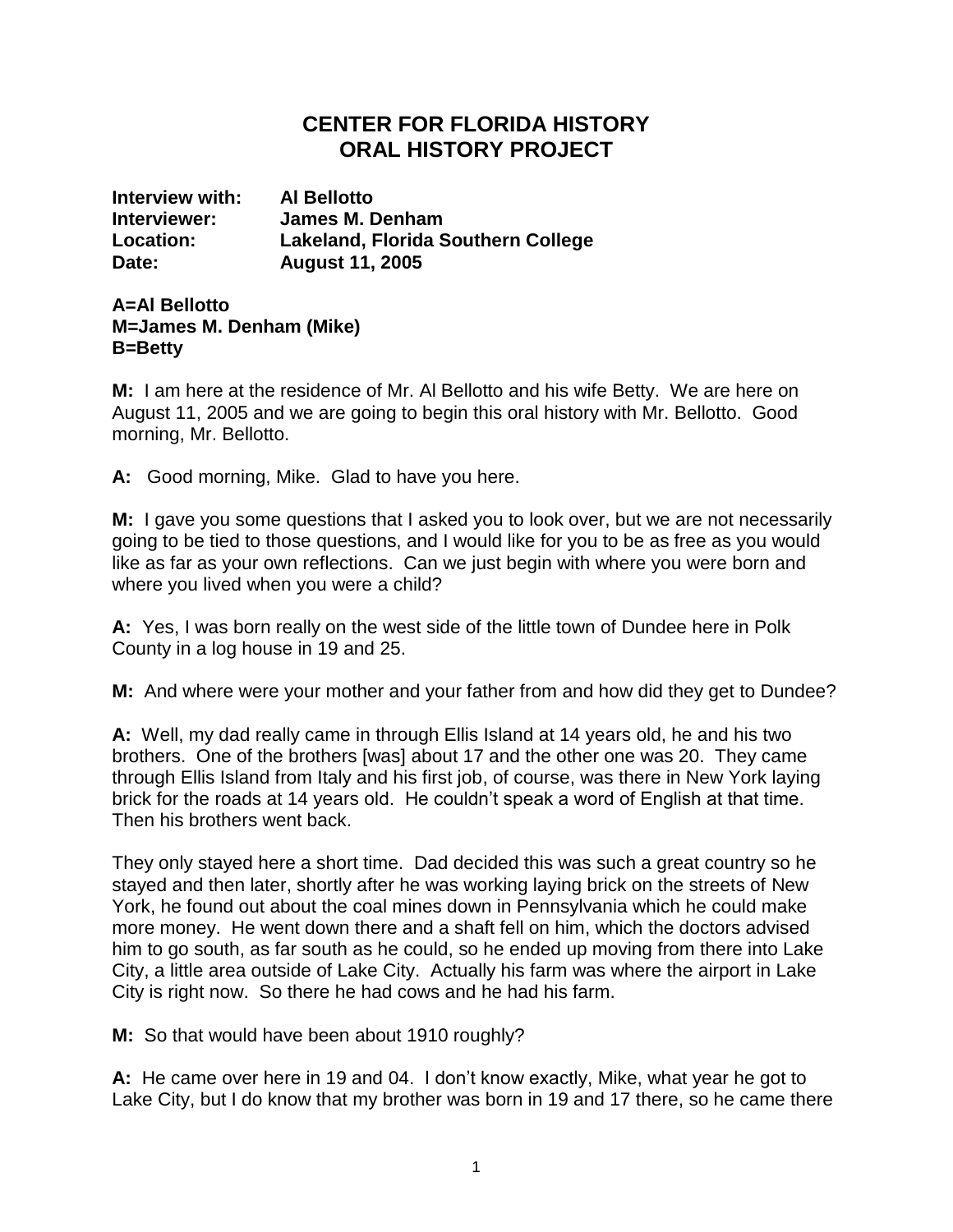# CENTER FOR FLORIDA HISTORY
# ORAL HISTORY PROJECT

**Interview with:** **Al Bellotto**
**Interviewer:** **James M. Denham**
**Location:** **Lakeland, Florida Southern College**
**Date:** **August 11, 2005**

**A=Al Bellotto**
**M=James M. Denham (Mike)**
**B=Betty**

**M:** I am here at the residence of Mr. Al Bellotto and his wife Betty. We are here on August 11, 2005 and we are going to begin this oral history with Mr. Bellotto. Good morning, Mr. Bellotto.

**A:** Good morning, Mike. Glad to have you here.

**M:** I gave you some questions that I asked you to look over, but we are not necessarily going to be tied to those questions, and I would like for you to be as free as you would like as far as your own reflections. Can we just begin with where you were born and where you lived when you were a child?

**A:** Yes, I was born really on the west side of the little town of Dundee here in Polk County in a log house in 19 and 25.

**M:** And where were your mother and your father from and how did they get to Dundee?

**A:** Well, my dad really came in through Ellis Island at 14 years old, he and his two brothers. One of the brothers [was] about 17 and the other one was 20. They came through Ellis Island from Italy and his first job, of course, was there in New York laying brick for the roads at 14 years old. He couldn't speak a word of English at that time. Then his brothers went back.

They only stayed here a short time. Dad decided this was such a great country so he stayed and then later, shortly after he was working laying brick on the streets of New York, he found out about the coal mines down in Pennsylvania which he could make more money. He went down there and a shaft fell on him, which the doctors advised him to go south, as far south as he could, so he ended up moving from there into Lake City, a little area outside of Lake City. Actually his farm was where the airport in Lake City is right now. So there he had cows and he had his farm.

**M:** So that would have been about 1910 roughly?

**A:** He came over here in 19 and 04. I don't know exactly, Mike, what year he got to Lake City, but I do know that my brother was born in 19 and 17 there, so he came there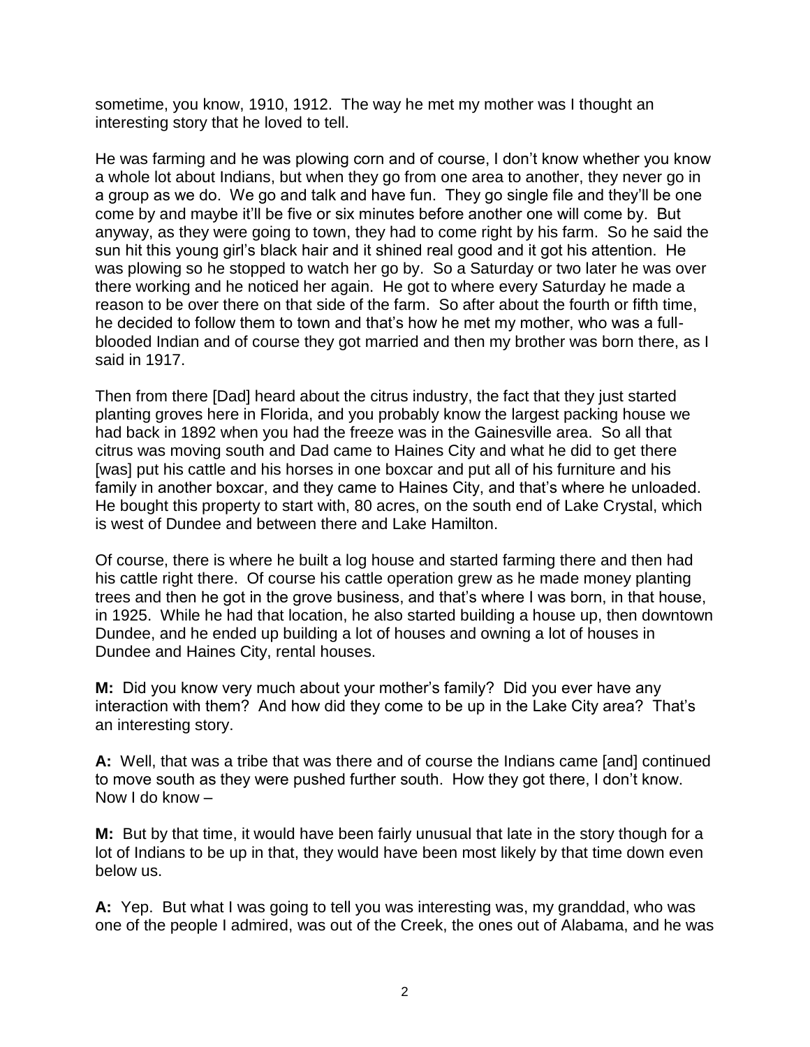sometime, you know, 1910, 1912. The way he met my mother was I thought an interesting story that he loved to tell.

He was farming and he was plowing corn and of course, I don't know whether you know a whole lot about Indians, but when they go from one area to another, they never go in a group as we do. We go and talk and have fun. They go single file and they'll be one come by and maybe it'll be five or six minutes before another one will come by. But anyway, as they were going to town, they had to come right by his farm. So he said the sun hit this young girl's black hair and it shined real good and it got his attention. He was plowing so he stopped to watch her go by. So a Saturday or two later he was over there working and he noticed her again. He got to where every Saturday he made a reason to be over there on that side of the farm. So after about the fourth or fifth time, he decided to follow them to town and that's how he met my mother, who was a full-blooded Indian and of course they got married and then my brother was born there, as I said in 1917.

Then from there [Dad] heard about the citrus industry, the fact that they just started planting groves here in Florida, and you probably know the largest packing house we had back in 1892 when you had the freeze was in the Gainesville area. So all that citrus was moving south and Dad came to Haines City and what he did to get there [was] put his cattle and his horses in one boxcar and put all of his furniture and his family in another boxcar, and they came to Haines City, and that's where he unloaded. He bought this property to start with, 80 acres, on the south end of Lake Crystal, which is west of Dundee and between there and Lake Hamilton.

Of course, there is where he built a log house and started farming there and then had his cattle right there. Of course his cattle operation grew as he made money planting trees and then he got in the grove business, and that's where I was born, in that house, in 1925. While he had that location, he also started building a house up, then downtown Dundee, and he ended up building a lot of houses and owning a lot of houses in Dundee and Haines City, rental houses.

**M:** Did you know very much about your mother's family? Did you ever have any interaction with them? And how did they come to be up in the Lake City area? That's an interesting story.

**A:** Well, that was a tribe that was there and of course the Indians came [and] continued to move south as they were pushed further south. How they got there, I don't know. Now I do know –

**M:** But by that time, it would have been fairly unusual that late in the story though for a lot of Indians to be up in that, they would have been most likely by that time down even below us.

**A:** Yep. But what I was going to tell you was interesting was, my granddad, who was one of the people I admired, was out of the Creek, the ones out of Alabama, and he was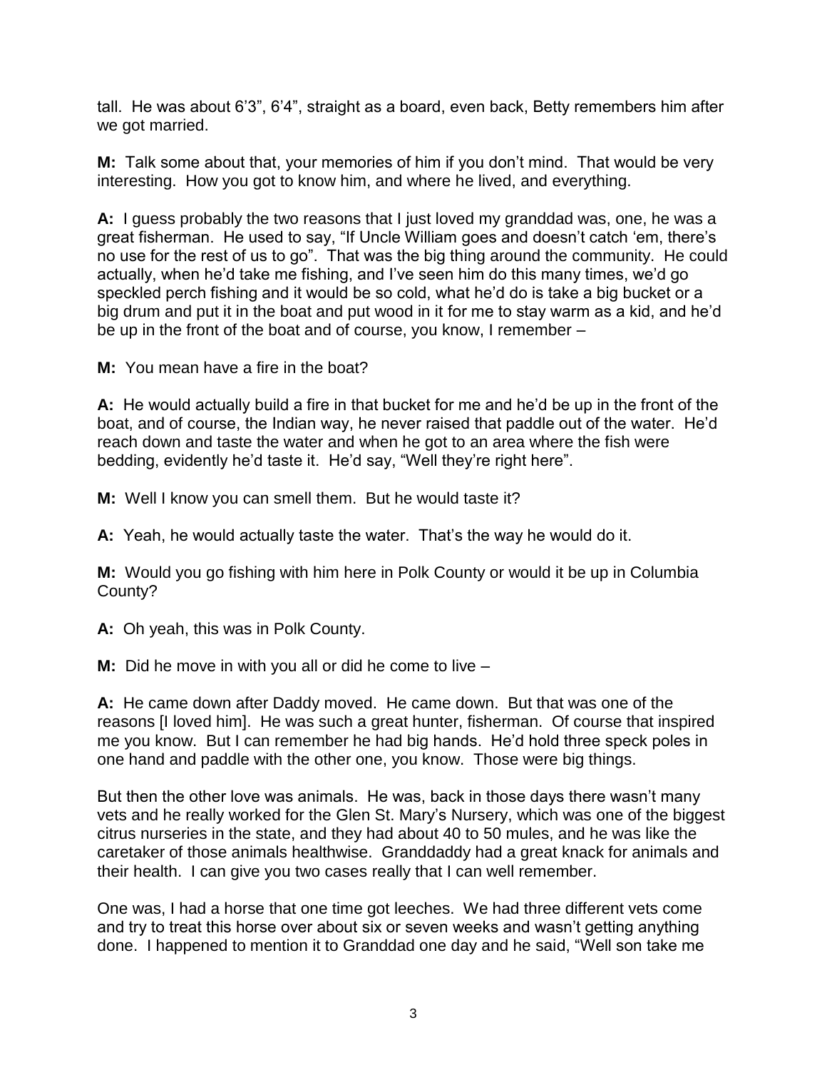tall. He was about 6'3", 6'4", straight as a board, even back, Betty remembers him after we got married.

**M:** Talk some about that, your memories of him if you don't mind. That would be very interesting. How you got to know him, and where he lived, and everything.

**A:** I guess probably the two reasons that I just loved my granddad was, one, he was a great fisherman. He used to say, "If Uncle William goes and doesn't catch 'em, there's no use for the rest of us to go". That was the big thing around the community. He could actually, when he'd take me fishing, and I've seen him do this many times, we'd go speckled perch fishing and it would be so cold, what he'd do is take a big bucket or a big drum and put it in the boat and put wood in it for me to stay warm as a kid, and he'd be up in the front of the boat and of course, you know, I remember –

**M:** You mean have a fire in the boat?

**A:** He would actually build a fire in that bucket for me and he'd be up in the front of the boat, and of course, the Indian way, he never raised that paddle out of the water. He'd reach down and taste the water and when he got to an area where the fish were bedding, evidently he'd taste it. He'd say, "Well they're right here".

**M:** Well I know you can smell them. But he would taste it?

**A:** Yeah, he would actually taste the water. That's the way he would do it.

**M:** Would you go fishing with him here in Polk County or would it be up in Columbia County?

**A:** Oh yeah, this was in Polk County.

**M:** Did he move in with you all or did he come to live –

**A:** He came down after Daddy moved. He came down. But that was one of the reasons [I loved him]. He was such a great hunter, fisherman. Of course that inspired me you know. But I can remember he had big hands. He'd hold three speck poles in one hand and paddle with the other one, you know. Those were big things.

But then the other love was animals. He was, back in those days there wasn't many vets and he really worked for the Glen St. Mary's Nursery, which was one of the biggest citrus nurseries in the state, and they had about 40 to 50 mules, and he was like the caretaker of those animals healthwise. Granddaddy had a great knack for animals and their health. I can give you two cases really that I can well remember.

One was, I had a horse that one time got leeches. We had three different vets come and try to treat this horse over about six or seven weeks and wasn't getting anything done. I happened to mention it to Granddad one day and he said, "Well son take me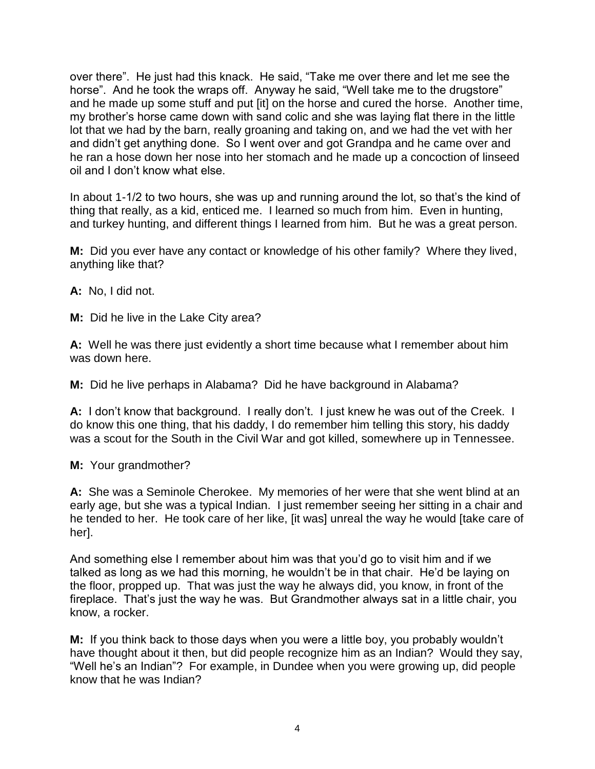over there". He just had this knack. He said, "Take me over there and let me see the horse". And he took the wraps off. Anyway he said, "Well take me to the drugstore" and he made up some stuff and put [it] on the horse and cured the horse. Another time, my brother's horse came down with sand colic and she was laying flat there in the little lot that we had by the barn, really groaning and taking on, and we had the vet with her and didn't get anything done. So I went over and got Grandpa and he came over and he ran a hose down her nose into her stomach and he made up a concoction of linseed oil and I don't know what else.

In about 1-1/2 to two hours, she was up and running around the lot, so that's the kind of thing that really, as a kid, enticed me. I learned so much from him. Even in hunting, and turkey hunting, and different things I learned from him. But he was a great person.

**M:** Did you ever have any contact or knowledge of his other family? Where they lived, anything like that?

**A:** No, I did not.

**M:** Did he live in the Lake City area?

**A:** Well he was there just evidently a short time because what I remember about him was down here.

**M:** Did he live perhaps in Alabama? Did he have background in Alabama?

**A:** I don't know that background. I really don't. I just knew he was out of the Creek. I do know this one thing, that his daddy, I do remember him telling this story, his daddy was a scout for the South in the Civil War and got killed, somewhere up in Tennessee.

**M:** Your grandmother?

**A:** She was a Seminole Cherokee. My memories of her were that she went blind at an early age, but she was a typical Indian. I just remember seeing her sitting in a chair and he tended to her. He took care of her like, [it was] unreal the way he would [take care of her].

And something else I remember about him was that you'd go to visit him and if we talked as long as we had this morning, he wouldn't be in that chair. He'd be laying on the floor, propped up. That was just the way he always did, you know, in front of the fireplace. That's just the way he was. But Grandmother always sat in a little chair, you know, a rocker.

**M:** If you think back to those days when you were a little boy, you probably wouldn't have thought about it then, but did people recognize him as an Indian? Would they say, "Well he's an Indian"? For example, in Dundee when you were growing up, did people know that he was Indian?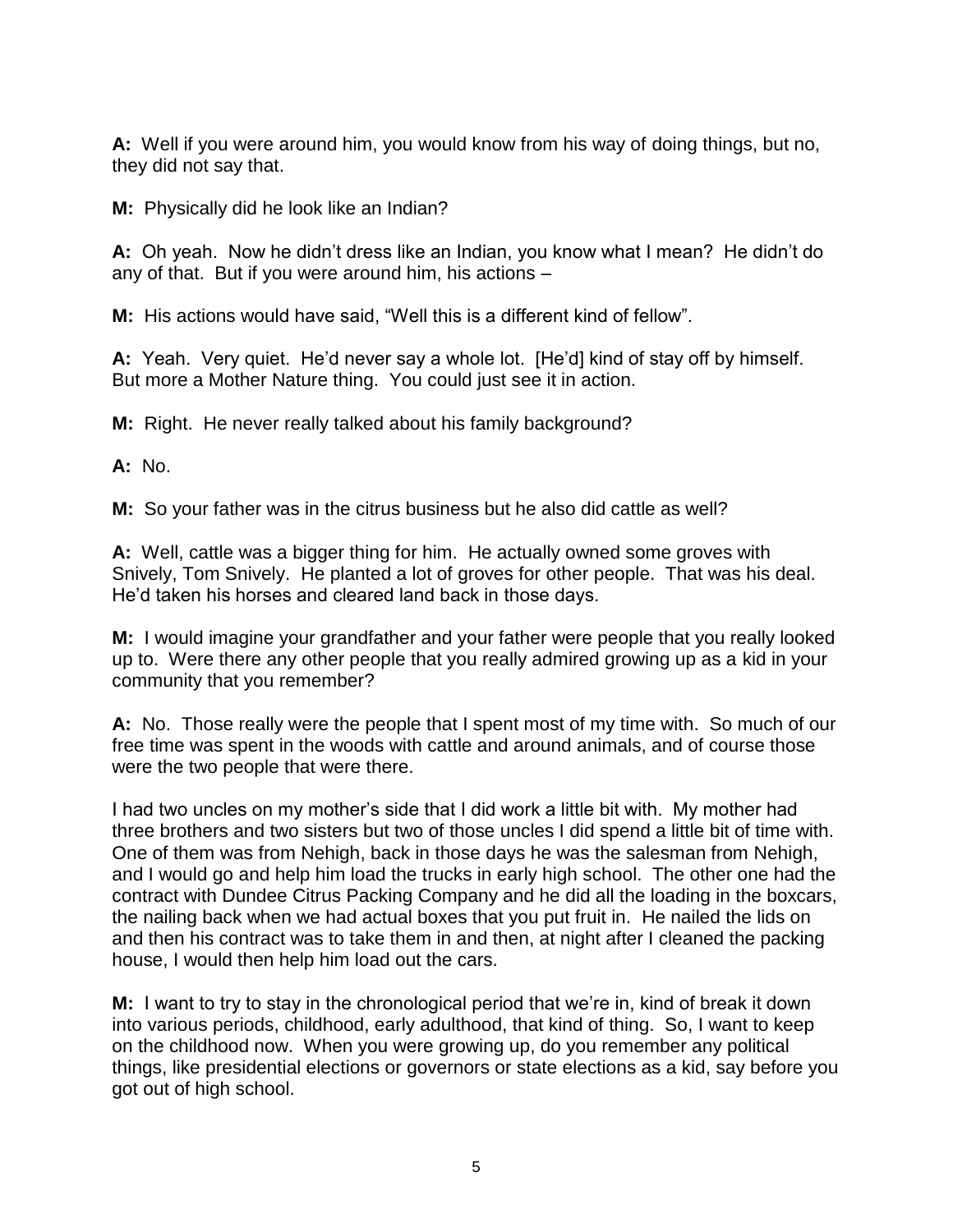**A:** Well if you were around him, you would know from his way of doing things, but no, they did not say that.

**M:** Physically did he look like an Indian?

**A:** Oh yeah. Now he didn't dress like an Indian, you know what I mean? He didn't do any of that. But if you were around him, his actions –

**M:** His actions would have said, "Well this is a different kind of fellow".

**A:** Yeah. Very quiet. He'd never say a whole lot. [He'd] kind of stay off by himself. But more a Mother Nature thing. You could just see it in action.

**M:** Right. He never really talked about his family background?

**A:** No.

**M:** So your father was in the citrus business but he also did cattle as well?

**A:** Well, cattle was a bigger thing for him. He actually owned some groves with Snively, Tom Snively. He planted a lot of groves for other people. That was his deal. He'd taken his horses and cleared land back in those days.

**M:** I would imagine your grandfather and your father were people that you really looked up to. Were there any other people that you really admired growing up as a kid in your community that you remember?

**A:** No. Those really were the people that I spent most of my time with. So much of our free time was spent in the woods with cattle and around animals, and of course those were the two people that were there.

I had two uncles on my mother's side that I did work a little bit with. My mother had three brothers and two sisters but two of those uncles I did spend a little bit of time with. One of them was from Nehigh, back in those days he was the salesman from Nehigh, and I would go and help him load the trucks in early high school. The other one had the contract with Dundee Citrus Packing Company and he did all the loading in the boxcars, the nailing back when we had actual boxes that you put fruit in. He nailed the lids on and then his contract was to take them in and then, at night after I cleaned the packing house, I would then help him load out the cars.

**M:** I want to try to stay in the chronological period that we're in, kind of break it down into various periods, childhood, early adulthood, that kind of thing. So, I want to keep on the childhood now. When you were growing up, do you remember any political things, like presidential elections or governors or state elections as a kid, say before you got out of high school.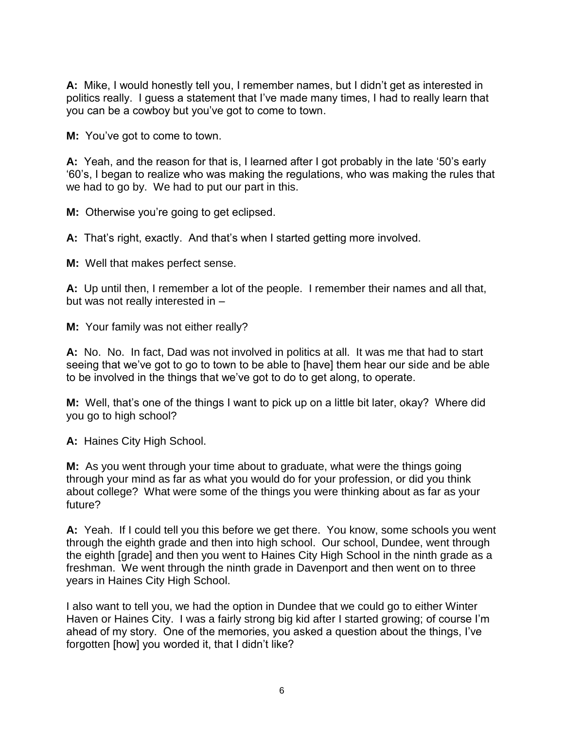**A:** Mike, I would honestly tell you, I remember names, but I didn't get as interested in politics really. I guess a statement that I've made many times, I had to really learn that you can be a cowboy but you've got to come to town.

**M:** You've got to come to town.

**A:** Yeah, and the reason for that is, I learned after I got probably in the late '50's early '60's, I began to realize who was making the regulations, who was making the rules that we had to go by. We had to put our part in this.

**M:** Otherwise you're going to get eclipsed.

**A:** That's right, exactly. And that's when I started getting more involved.

**M:** Well that makes perfect sense.

**A:** Up until then, I remember a lot of the people. I remember their names and all that, but was not really interested in –

**M:** Your family was not either really?

**A:** No. No. In fact, Dad was not involved in politics at all. It was me that had to start seeing that we've got to go to town to be able to [have] them hear our side and be able to be involved in the things that we've got to do to get along, to operate.

**M:** Well, that's one of the things I want to pick up on a little bit later, okay? Where did you go to high school?

**A:** Haines City High School.

**M:** As you went through your time about to graduate, what were the things going through your mind as far as what you would do for your profession, or did you think about college? What were some of the things you were thinking about as far as your future?

**A:** Yeah. If I could tell you this before we get there. You know, some schools you went through the eighth grade and then into high school. Our school, Dundee, went through the eighth [grade] and then you went to Haines City High School in the ninth grade as a freshman. We went through the ninth grade in Davenport and then went on to three years in Haines City High School.

I also want to tell you, we had the option in Dundee that we could go to either Winter Haven or Haines City. I was a fairly strong big kid after I started growing; of course I'm ahead of my story. One of the memories, you asked a question about the things, I've forgotten [how] you worded it, that I didn't like?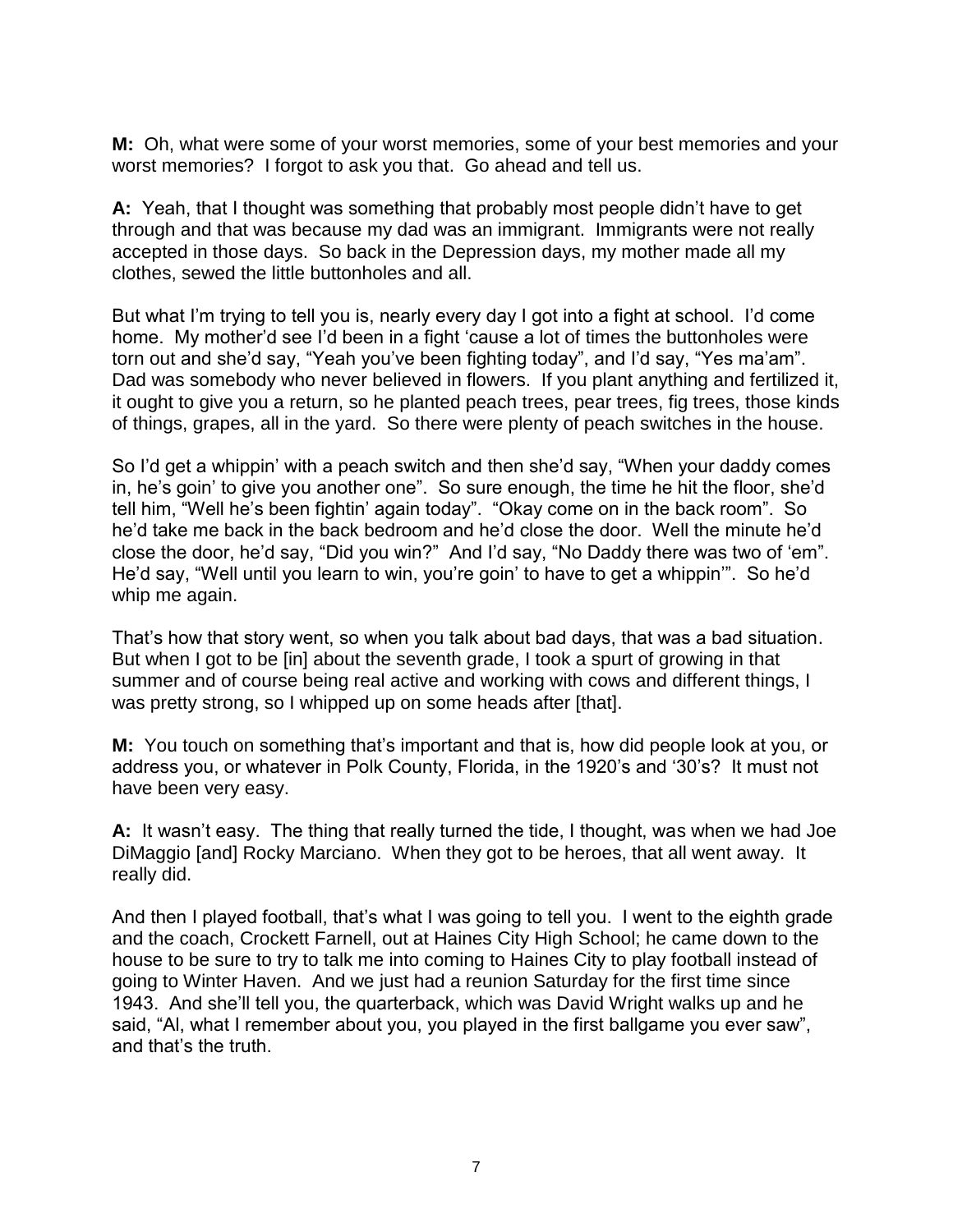**M:** Oh, what were some of your worst memories, some of your best memories and your worst memories? I forgot to ask you that. Go ahead and tell us.

**A:** Yeah, that I thought was something that probably most people didn't have to get through and that was because my dad was an immigrant. Immigrants were not really accepted in those days. So back in the Depression days, my mother made all my clothes, sewed the little buttonholes and all.

But what I'm trying to tell you is, nearly every day I got into a fight at school. I'd come home. My mother'd see I'd been in a fight 'cause a lot of times the buttonholes were torn out and she'd say, "Yeah you've been fighting today", and I'd say, "Yes ma'am". Dad was somebody who never believed in flowers. If you plant anything and fertilized it, it ought to give you a return, so he planted peach trees, pear trees, fig trees, those kinds of things, grapes, all in the yard. So there were plenty of peach switches in the house.

So I'd get a whippin' with a peach switch and then she'd say, "When your daddy comes in, he's goin' to give you another one". So sure enough, the time he hit the floor, she'd tell him, "Well he's been fightin' again today". "Okay come on in the back room". So he'd take me back in the back bedroom and he'd close the door. Well the minute he'd close the door, he'd say, "Did you win?" And I'd say, "No Daddy there was two of 'em". He'd say, "Well until you learn to win, you're goin' to have to get a whippin'". So he'd whip me again.

That's how that story went, so when you talk about bad days, that was a bad situation. But when I got to be [in] about the seventh grade, I took a spurt of growing in that summer and of course being real active and working with cows and different things, I was pretty strong, so I whipped up on some heads after [that].

**M:** You touch on something that's important and that is, how did people look at you, or address you, or whatever in Polk County, Florida, in the 1920's and '30's? It must not have been very easy.

**A:** It wasn't easy. The thing that really turned the tide, I thought, was when we had Joe DiMaggio [and] Rocky Marciano. When they got to be heroes, that all went away. It really did.

And then I played football, that's what I was going to tell you. I went to the eighth grade and the coach, Crockett Farnell, out at Haines City High School; he came down to the house to be sure to try to talk me into coming to Haines City to play football instead of going to Winter Haven. And we just had a reunion Saturday for the first time since 1943. And she'll tell you, the quarterback, which was David Wright walks up and he said, "Al, what I remember about you, you played in the first ballgame you ever saw", and that's the truth.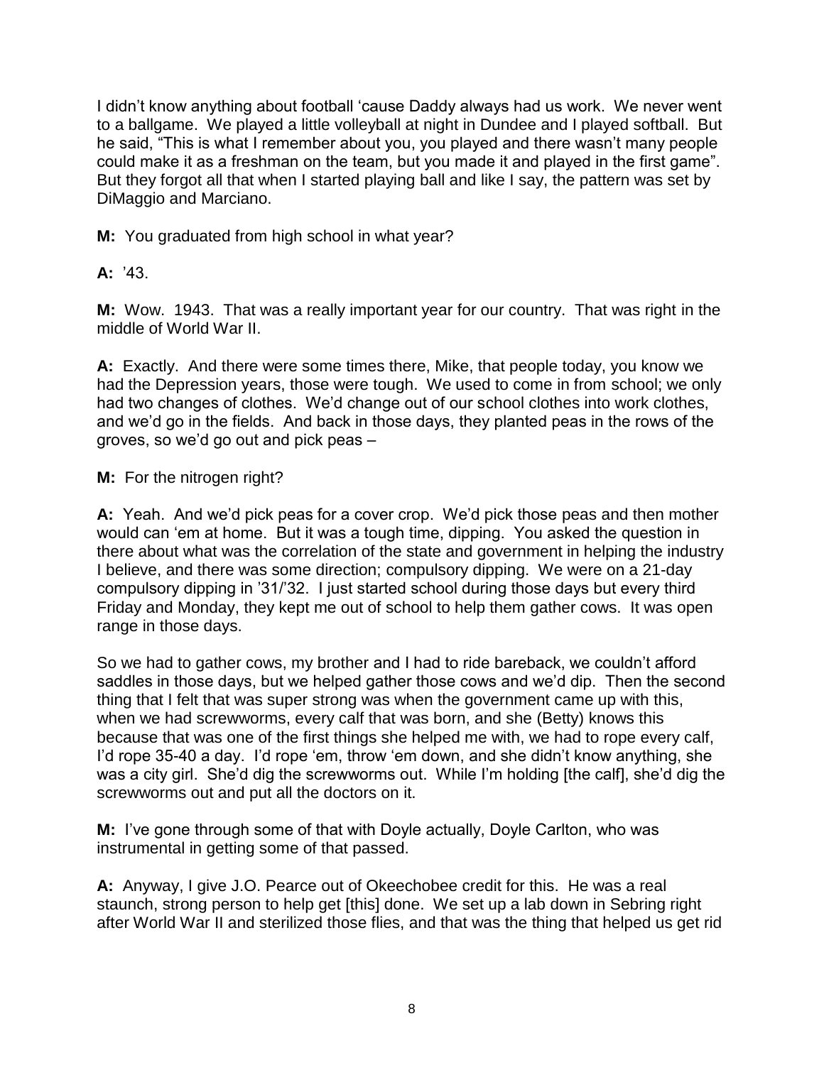I didn't know anything about football 'cause Daddy always had us work. We never went to a ballgame. We played a little volleyball at night in Dundee and I played softball. But he said, "This is what I remember about you, you played and there wasn't many people could make it as a freshman on the team, but you made it and played in the first game". But they forgot all that when I started playing ball and like I say, the pattern was set by DiMaggio and Marciano.

**M:** You graduated from high school in what year?

**A:** '43.

**M:** Wow. 1943. That was a really important year for our country. That was right in the middle of World War II.

**A:** Exactly. And there were some times there, Mike, that people today, you know we had the Depression years, those were tough. We used to come in from school; we only had two changes of clothes. We'd change out of our school clothes into work clothes, and we'd go in the fields. And back in those days, they planted peas in the rows of the groves, so we'd go out and pick peas –

**M:** For the nitrogen right?

**A:** Yeah. And we'd pick peas for a cover crop. We'd pick those peas and then mother would can 'em at home. But it was a tough time, dipping. You asked the question in there about what was the correlation of the state and government in helping the industry I believe, and there was some direction; compulsory dipping. We were on a 21-day compulsory dipping in '31/'32. I just started school during those days but every third Friday and Monday, they kept me out of school to help them gather cows. It was open range in those days.

So we had to gather cows, my brother and I had to ride bareback, we couldn't afford saddles in those days, but we helped gather those cows and we'd dip. Then the second thing that I felt that was super strong was when the government came up with this, when we had screwworms, every calf that was born, and she (Betty) knows this because that was one of the first things she helped me with, we had to rope every calf, I'd rope 35-40 a day. I'd rope 'em, throw 'em down, and she didn't know anything, she was a city girl. She'd dig the screwworms out. While I'm holding [the calf], she'd dig the screwworms out and put all the doctors on it.

**M:** I've gone through some of that with Doyle actually, Doyle Carlton, who was instrumental in getting some of that passed.

**A:** Anyway, I give J.O. Pearce out of Okeechobee credit for this. He was a real staunch, strong person to help get [this] done. We set up a lab down in Sebring right after World War II and sterilized those flies, and that was the thing that helped us get rid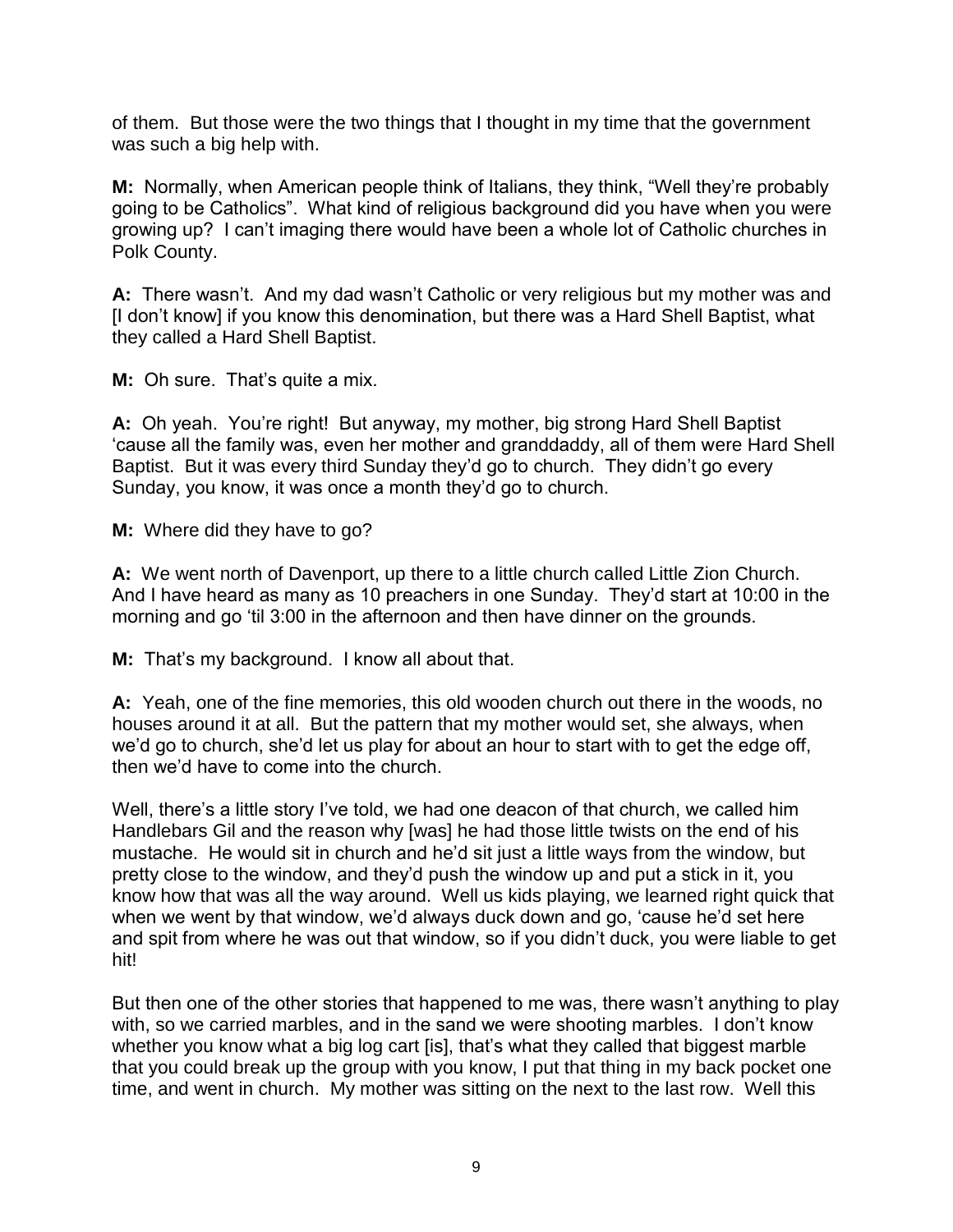of them. But those were the two things that I thought in my time that the government was such a big help with.

**M:** Normally, when American people think of Italians, they think, “Well they’re probably going to be Catholics”. What kind of religious background did you have when you were growing up? I can’t imaging there would have been a whole lot of Catholic churches in Polk County.

**A:** There wasn’t. And my dad wasn’t Catholic or very religious but my mother was and [I don’t know] if you know this denomination, but there was a Hard Shell Baptist, what they called a Hard Shell Baptist.

**M:** Oh sure. That’s quite a mix.

**A:** Oh yeah. You’re right! But anyway, my mother, big strong Hard Shell Baptist ‘cause all the family was, even her mother and granddaddy, all of them were Hard Shell Baptist. But it was every third Sunday they’d go to church. They didn’t go every Sunday, you know, it was once a month they’d go to church.

**M:** Where did they have to go?

**A:** We went north of Davenport, up there to a little church called Little Zion Church. And I have heard as many as 10 preachers in one Sunday. They’d start at 10:00 in the morning and go ‘til 3:00 in the afternoon and then have dinner on the grounds.

**M:** That’s my background. I know all about that.

**A:** Yeah, one of the fine memories, this old wooden church out there in the woods, no houses around it at all. But the pattern that my mother would set, she always, when we’d go to church, she’d let us play for about an hour to start with to get the edge off, then we’d have to come into the church.

Well, there’s a little story I’ve told, we had one deacon of that church, we called him Handlebars Gil and the reason why [was] he had those little twists on the end of his mustache. He would sit in church and he’d sit just a little ways from the window, but pretty close to the window, and they’d push the window up and put a stick in it, you know how that was all the way around. Well us kids playing, we learned right quick that when we went by that window, we’d always duck down and go, ‘cause he’d set here and spit from where he was out that window, so if you didn’t duck, you were liable to get hit!

But then one of the other stories that happened to me was, there wasn’t anything to play with, so we carried marbles, and in the sand we were shooting marbles. I don’t know whether you know what a big log cart [is], that’s what they called that biggest marble that you could break up the group with you know, I put that thing in my back pocket one time, and went in church. My mother was sitting on the next to the last row. Well this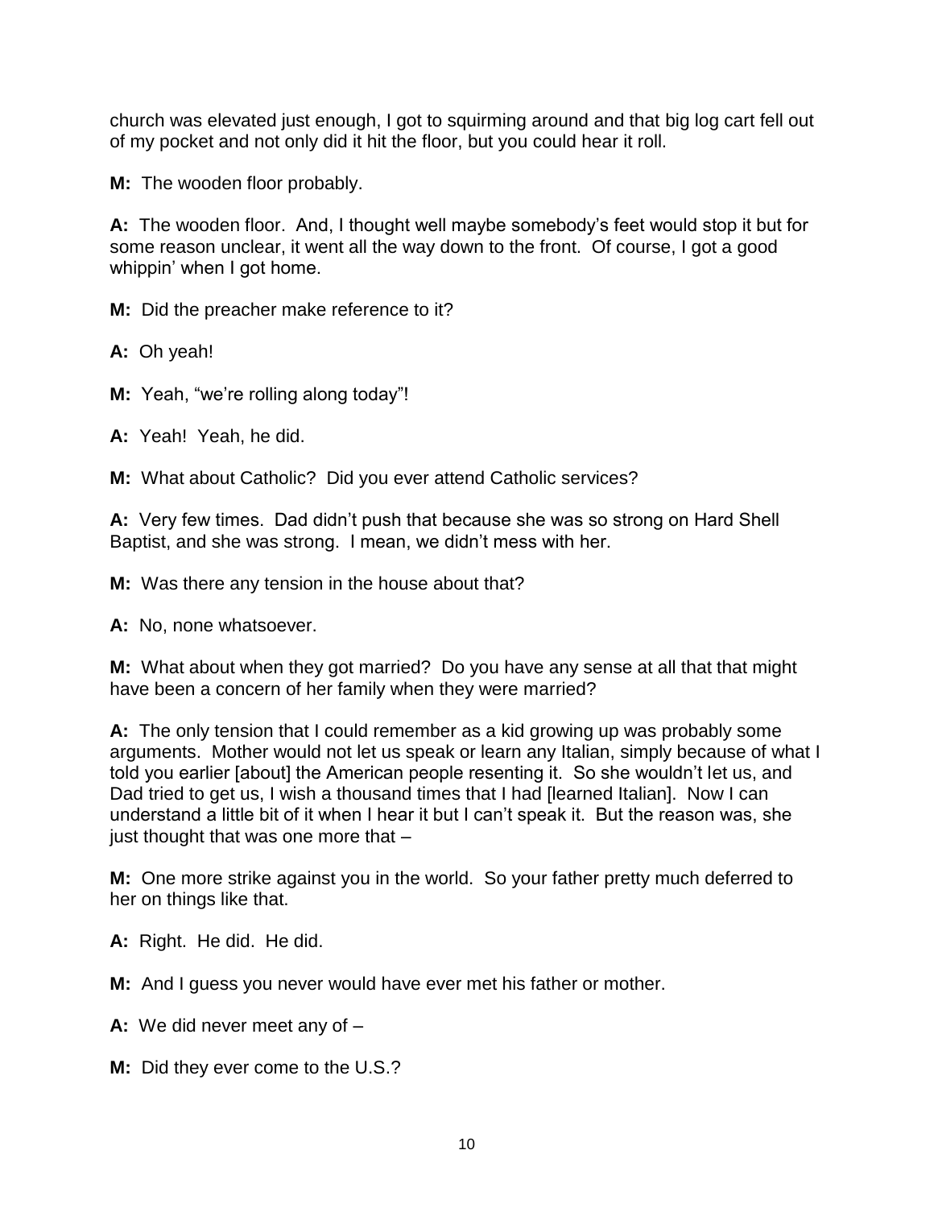church was elevated just enough, I got to squirming around and that big log cart fell out of my pocket and not only did it hit the floor, but you could hear it roll.

**M:** The wooden floor probably.

**A:** The wooden floor. And, I thought well maybe somebody's feet would stop it but for some reason unclear, it went all the way down to the front. Of course, I got a good whippin' when I got home.

**M:** Did the preacher make reference to it?

**A:** Oh yeah!

**M:** Yeah, "we're rolling along today"!

**A:** Yeah! Yeah, he did.

**M:** What about Catholic? Did you ever attend Catholic services?

**A:** Very few times. Dad didn't push that because she was so strong on Hard Shell Baptist, and she was strong. I mean, we didn't mess with her.

**M:** Was there any tension in the house about that?

**A:** No, none whatsoever.

**M:** What about when they got married? Do you have any sense at all that that might have been a concern of her family when they were married?

**A:** The only tension that I could remember as a kid growing up was probably some arguments. Mother would not let us speak or learn any Italian, simply because of what I told you earlier [about] the American people resenting it. So she wouldn't let us, and Dad tried to get us, I wish a thousand times that I had [learned Italian]. Now I can understand a little bit of it when I hear it but I can't speak it. But the reason was, she just thought that was one more that –

**M:** One more strike against you in the world. So your father pretty much deferred to her on things like that.

**A:** Right. He did. He did.

**M:** And I guess you never would have ever met his father or mother.

**A:** We did never meet any of –

**M:** Did they ever come to the U.S.?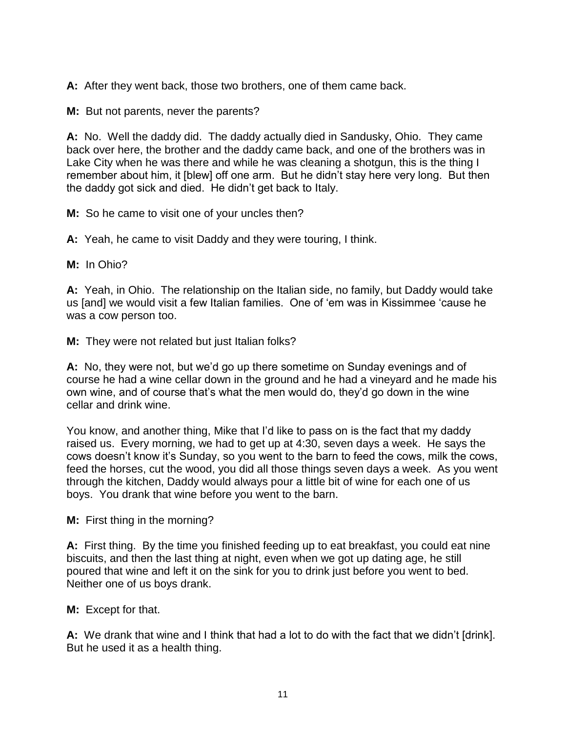**A:** After they went back, those two brothers, one of them came back.

**M:** But not parents, never the parents?

**A:** No. Well the daddy did. The daddy actually died in Sandusky, Ohio. They came back over here, the brother and the daddy came back, and one of the brothers was in Lake City when he was there and while he was cleaning a shotgun, this is the thing I remember about him, it [blew] off one arm. But he didn't stay here very long. But then the daddy got sick and died. He didn't get back to Italy.

**M:** So he came to visit one of your uncles then?

**A:** Yeah, he came to visit Daddy and they were touring, I think.

**M:** In Ohio?

**A:** Yeah, in Ohio. The relationship on the Italian side, no family, but Daddy would take us [and] we would visit a few Italian families. One of 'em was in Kissimmee 'cause he was a cow person too.

**M:** They were not related but just Italian folks?

**A:** No, they were not, but we'd go up there sometime on Sunday evenings and of course he had a wine cellar down in the ground and he had a vineyard and he made his own wine, and of course that's what the men would do, they'd go down in the wine cellar and drink wine.

You know, and another thing, Mike that I'd like to pass on is the fact that my daddy raised us. Every morning, we had to get up at 4:30, seven days a week. He says the cows doesn't know it's Sunday, so you went to the barn to feed the cows, milk the cows, feed the horses, cut the wood, you did all those things seven days a week. As you went through the kitchen, Daddy would always pour a little bit of wine for each one of us boys. You drank that wine before you went to the barn.

**M:** First thing in the morning?

**A:** First thing. By the time you finished feeding up to eat breakfast, you could eat nine biscuits, and then the last thing at night, even when we got up dating age, he still poured that wine and left it on the sink for you to drink just before you went to bed. Neither one of us boys drank.

**M:** Except for that.

**A:** We drank that wine and I think that had a lot to do with the fact that we didn't [drink]. But he used it as a health thing.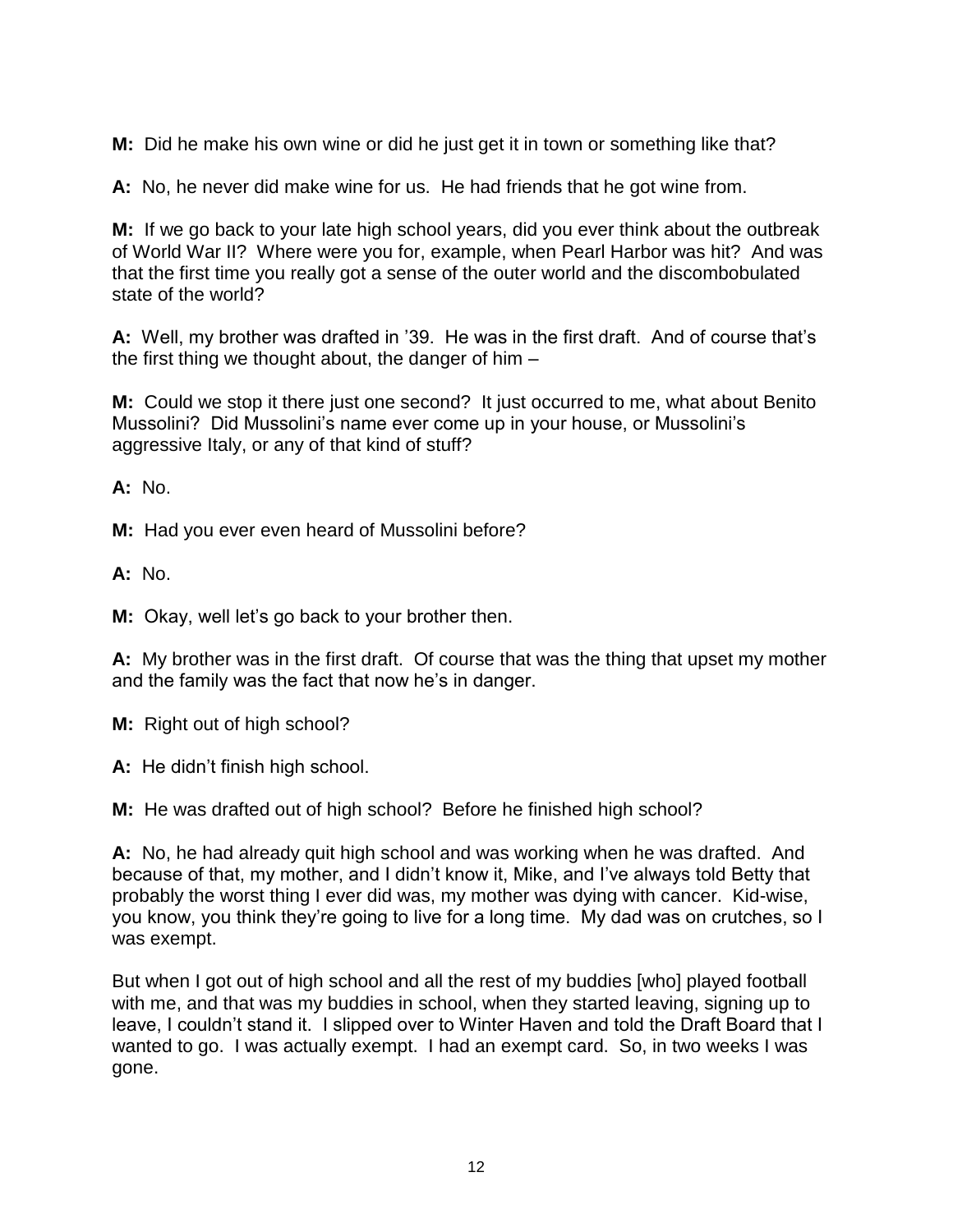**M:** Did he make his own wine or did he just get it in town or something like that?

**A:** No, he never did make wine for us. He had friends that he got wine from.

**M:** If we go back to your late high school years, did you ever think about the outbreak of World War II? Where were you for, example, when Pearl Harbor was hit? And was that the first time you really got a sense of the outer world and the discombobulated state of the world?

**A:** Well, my brother was drafted in '39. He was in the first draft. And of course that's the first thing we thought about, the danger of him –

**M:** Could we stop it there just one second? It just occurred to me, what about Benito Mussolini? Did Mussolini's name ever come up in your house, or Mussolini's aggressive Italy, or any of that kind of stuff?

**A:** No.

**M:** Had you ever even heard of Mussolini before?

**A:** No.

**M:** Okay, well let's go back to your brother then.

**A:** My brother was in the first draft. Of course that was the thing that upset my mother and the family was the fact that now he's in danger.

**M:** Right out of high school?

**A:** He didn't finish high school.

**M:** He was drafted out of high school? Before he finished high school?

**A:** No, he had already quit high school and was working when he was drafted. And because of that, my mother, and I didn't know it, Mike, and I've always told Betty that probably the worst thing I ever did was, my mother was dying with cancer. Kid-wise, you know, you think they're going to live for a long time. My dad was on crutches, so I was exempt.

But when I got out of high school and all the rest of my buddies [who] played football with me, and that was my buddies in school, when they started leaving, signing up to leave, I couldn't stand it. I slipped over to Winter Haven and told the Draft Board that I wanted to go. I was actually exempt. I had an exempt card. So, in two weeks I was gone.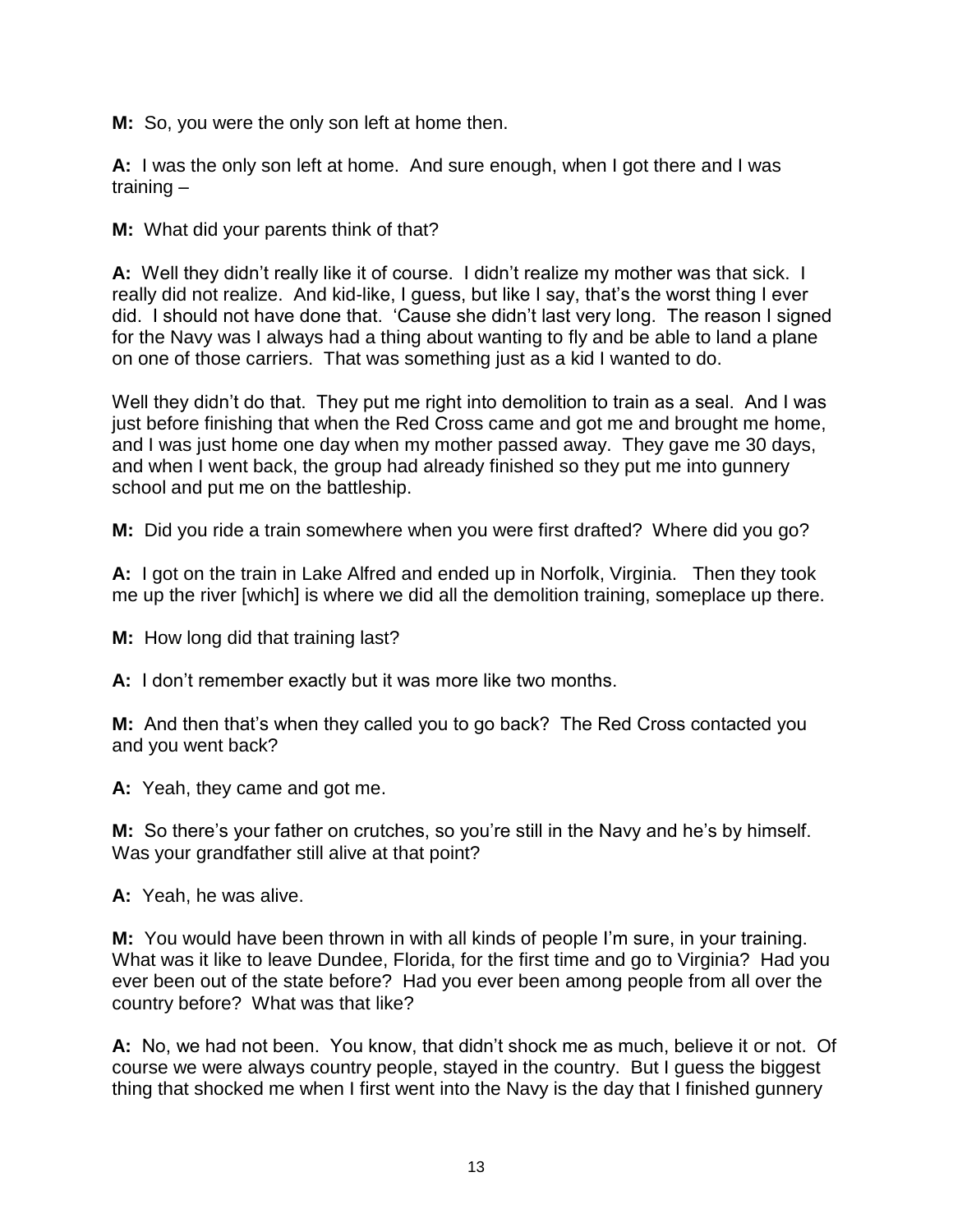**M:** So, you were the only son left at home then.

**A:** I was the only son left at home. And sure enough, when I got there and I was training –

**M:** What did your parents think of that?

**A:** Well they didn't really like it of course. I didn't realize my mother was that sick. I really did not realize. And kid-like, I guess, but like I say, that's the worst thing I ever did. I should not have done that. 'Cause she didn't last very long. The reason I signed for the Navy was I always had a thing about wanting to fly and be able to land a plane on one of those carriers. That was something just as a kid I wanted to do.

Well they didn't do that. They put me right into demolition to train as a seal. And I was just before finishing that when the Red Cross came and got me and brought me home, and I was just home one day when my mother passed away. They gave me 30 days, and when I went back, the group had already finished so they put me into gunnery school and put me on the battleship.

**M:** Did you ride a train somewhere when you were first drafted? Where did you go?

**A:** I got on the train in Lake Alfred and ended up in Norfolk, Virginia. Then they took me up the river [which] is where we did all the demolition training, someplace up there.

**M:** How long did that training last?

**A:** I don't remember exactly but it was more like two months.

**M:** And then that's when they called you to go back? The Red Cross contacted you and you went back?

**A:** Yeah, they came and got me.

**M:** So there's your father on crutches, so you're still in the Navy and he's by himself. Was your grandfather still alive at that point?

**A:** Yeah, he was alive.

**M:** You would have been thrown in with all kinds of people I'm sure, in your training. What was it like to leave Dundee, Florida, for the first time and go to Virginia? Had you ever been out of the state before? Had you ever been among people from all over the country before? What was that like?

**A:** No, we had not been. You know, that didn't shock me as much, believe it or not. Of course we were always country people, stayed in the country. But I guess the biggest thing that shocked me when I first went into the Navy is the day that I finished gunnery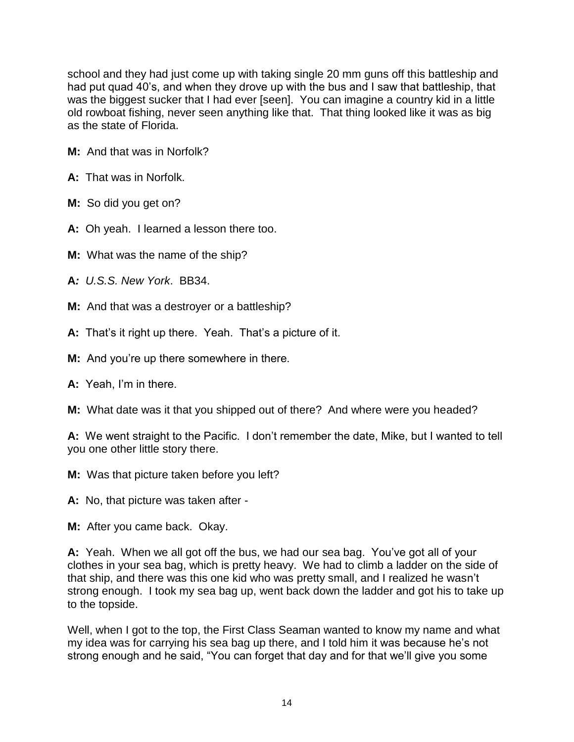school and they had just come up with taking single 20 mm guns off this battleship and had put quad 40's, and when they drove up with the bus and I saw that battleship, that was the biggest sucker that I had ever [seen]. You can imagine a country kid in a little old rowboat fishing, never seen anything like that. That thing looked like it was as big as the state of Florida.

**M:** And that was in Norfolk?

**A:** That was in Norfolk.

**M:** So did you get on?

**A:** Oh yeah. I learned a lesson there too.

**M:** What was the name of the ship?

**A***:* *U.S.S. New York*. BB34.

**M:** And that was a destroyer or a battleship?

**A:** That's it right up there. Yeah. That's a picture of it.

**M:** And you're up there somewhere in there.

**A:** Yeah, I'm in there.

**M:** What date was it that you shipped out of there? And where were you headed?

**A:** We went straight to the Pacific. I don't remember the date, Mike, but I wanted to tell you one other little story there.

**M:** Was that picture taken before you left?

**A:** No, that picture was taken after -

**M:** After you came back. Okay.

**A:** Yeah. When we all got off the bus, we had our sea bag. You've got all of your clothes in your sea bag, which is pretty heavy. We had to climb a ladder on the side of that ship, and there was this one kid who was pretty small, and I realized he wasn't strong enough. I took my sea bag up, went back down the ladder and got his to take up to the topside.

Well, when I got to the top, the First Class Seaman wanted to know my name and what my idea was for carrying his sea bag up there, and I told him it was because he's not strong enough and he said, "You can forget that day and for that we'll give you some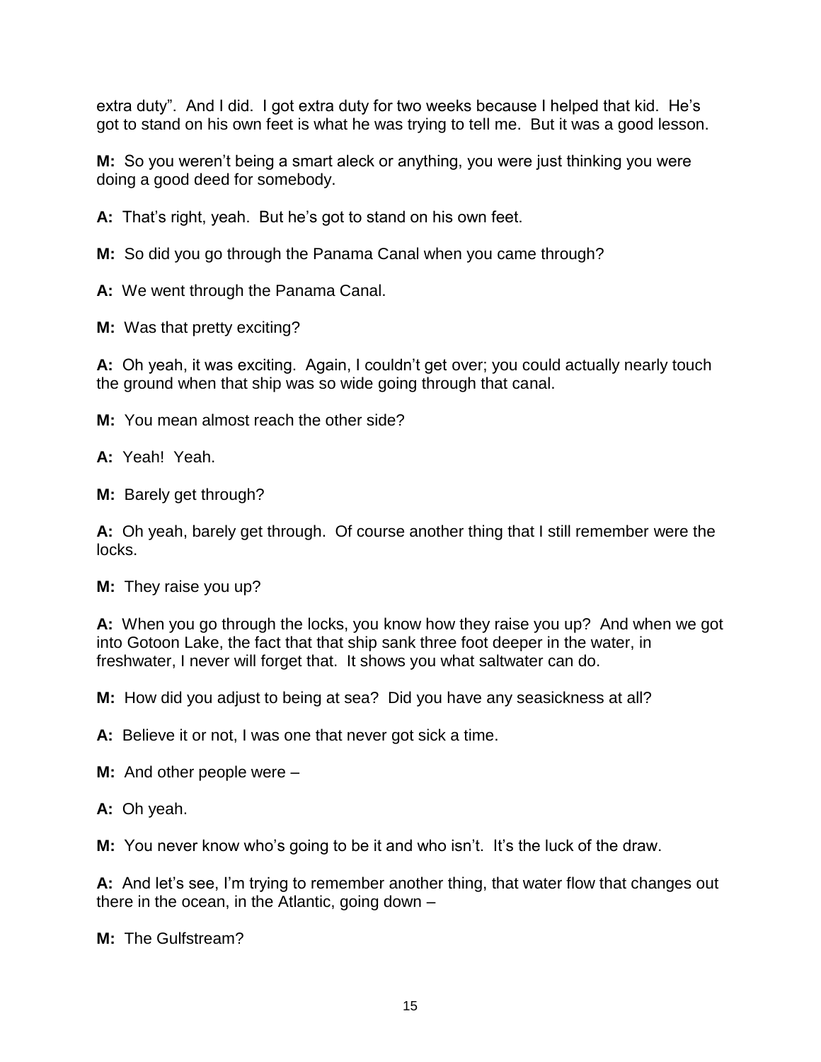extra duty". And I did. I got extra duty for two weeks because I helped that kid. He's got to stand on his own feet is what he was trying to tell me. But it was a good lesson.

**M:** So you weren't being a smart aleck or anything, you were just thinking you were doing a good deed for somebody.

**A:** That's right, yeah. But he's got to stand on his own feet.

**M:** So did you go through the Panama Canal when you came through?

**A:** We went through the Panama Canal.

**M:** Was that pretty exciting?

**A:** Oh yeah, it was exciting. Again, I couldn't get over; you could actually nearly touch the ground when that ship was so wide going through that canal.

**M:** You mean almost reach the other side?

**A:** Yeah! Yeah.

**M:** Barely get through?

**A:** Oh yeah, barely get through. Of course another thing that I still remember were the locks.

**M:** They raise you up?

**A:** When you go through the locks, you know how they raise you up? And when we got into Gotoon Lake, the fact that that ship sank three foot deeper in the water, in freshwater, I never will forget that. It shows you what saltwater can do.

**M:** How did you adjust to being at sea? Did you have any seasickness at all?

**A:** Believe it or not, I was one that never got sick a time.

**M:** And other people were –

**A:** Oh yeah.

**M:** You never know who's going to be it and who isn't. It's the luck of the draw.

**A:** And let's see, I'm trying to remember another thing, that water flow that changes out there in the ocean, in the Atlantic, going down –

**M:** The Gulfstream?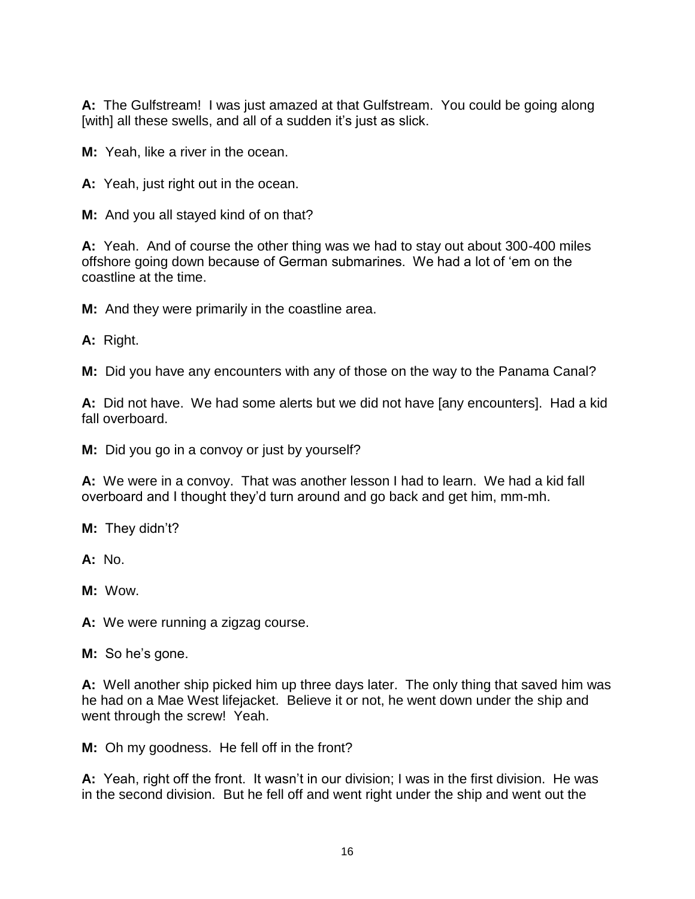**A:** The Gulfstream! I was just amazed at that Gulfstream. You could be going along [with] all these swells, and all of a sudden it's just as slick.

**M:** Yeah, like a river in the ocean.

**A:** Yeah, just right out in the ocean.

**M:** And you all stayed kind of on that?

**A:** Yeah. And of course the other thing was we had to stay out about 300-400 miles offshore going down because of German submarines. We had a lot of 'em on the coastline at the time.

**M:** And they were primarily in the coastline area.

**A:** Right.

**M:** Did you have any encounters with any of those on the way to the Panama Canal?

**A:** Did not have. We had some alerts but we did not have [any encounters]. Had a kid fall overboard.

**M:** Did you go in a convoy or just by yourself?

**A:** We were in a convoy. That was another lesson I had to learn. We had a kid fall overboard and I thought they'd turn around and go back and get him, mm-mh.

**M:** They didn't?

**A:** No.

**M:** Wow.

**A:** We were running a zigzag course.

**M:** So he's gone.

**A:** Well another ship picked him up three days later. The only thing that saved him was he had on a Mae West lifejacket. Believe it or not, he went down under the ship and went through the screw! Yeah.

**M:** Oh my goodness. He fell off in the front?

**A:** Yeah, right off the front. It wasn't in our division; I was in the first division. He was in the second division. But he fell off and went right under the ship and went out the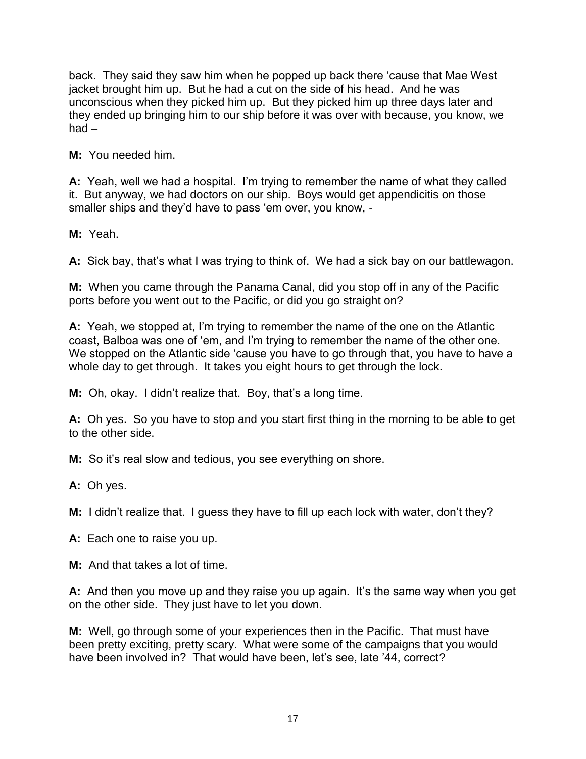back. They said they saw him when he popped up back there 'cause that Mae West jacket brought him up. But he had a cut on the side of his head. And he was unconscious when they picked him up. But they picked him up three days later and they ended up bringing him to our ship before it was over with because, you know, we had –

**M:** You needed him.

**A:** Yeah, well we had a hospital. I'm trying to remember the name of what they called it. But anyway, we had doctors on our ship. Boys would get appendicitis on those smaller ships and they'd have to pass 'em over, you know, -

**M:** Yeah.

**A:** Sick bay, that's what I was trying to think of. We had a sick bay on our battlewagon.

**M:** When you came through the Panama Canal, did you stop off in any of the Pacific ports before you went out to the Pacific, or did you go straight on?

**A:** Yeah, we stopped at, I'm trying to remember the name of the one on the Atlantic coast, Balboa was one of 'em, and I'm trying to remember the name of the other one. We stopped on the Atlantic side 'cause you have to go through that, you have to have a whole day to get through. It takes you eight hours to get through the lock.

**M:** Oh, okay. I didn't realize that. Boy, that's a long time.

**A:** Oh yes. So you have to stop and you start first thing in the morning to be able to get to the other side.

**M:** So it's real slow and tedious, you see everything on shore.

**A:** Oh yes.

**M:** I didn't realize that. I guess they have to fill up each lock with water, don't they?

**A:** Each one to raise you up.

**M:** And that takes a lot of time.

**A:** And then you move up and they raise you up again. It's the same way when you get on the other side. They just have to let you down.

**M:** Well, go through some of your experiences then in the Pacific. That must have been pretty exciting, pretty scary. What were some of the campaigns that you would have been involved in? That would have been, let's see, late '44, correct?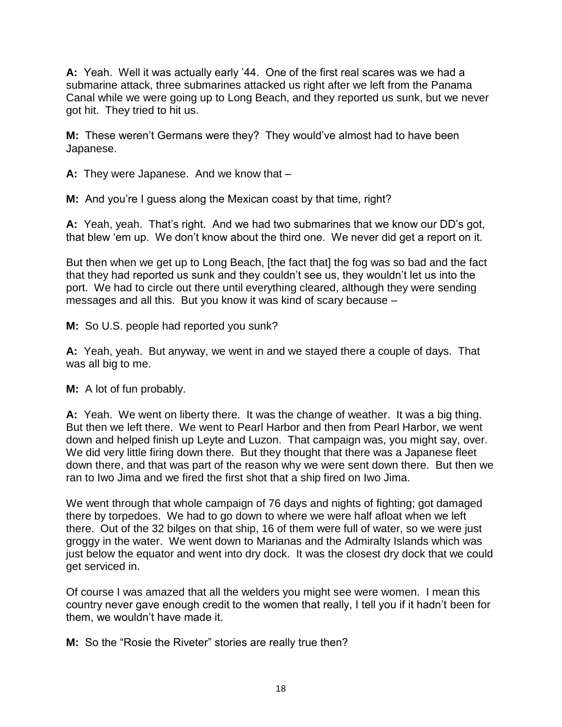**A:** Yeah. Well it was actually early '44. One of the first real scares was we had a submarine attack, three submarines attacked us right after we left from the Panama Canal while we were going up to Long Beach, and they reported us sunk, but we never got hit. They tried to hit us.

**M:** These weren't Germans were they? They would've almost had to have been Japanese.

**A:** They were Japanese. And we know that –

**M:** And you're I guess along the Mexican coast by that time, right?

**A:** Yeah, yeah. That's right. And we had two submarines that we know our DD's got, that blew 'em up. We don't know about the third one. We never did get a report on it.

But then when we get up to Long Beach, [the fact that] the fog was so bad and the fact that they had reported us sunk and they couldn't see us, they wouldn't let us into the port. We had to circle out there until everything cleared, although they were sending messages and all this. But you know it was kind of scary because –

**M:** So U.S. people had reported you sunk?

**A:** Yeah, yeah. But anyway, we went in and we stayed there a couple of days. That was all big to me.

**M:** A lot of fun probably.

**A:** Yeah. We went on liberty there. It was the change of weather. It was a big thing. But then we left there. We went to Pearl Harbor and then from Pearl Harbor, we went down and helped finish up Leyte and Luzon. That campaign was, you might say, over. We did very little firing down there. But they thought that there was a Japanese fleet down there, and that was part of the reason why we were sent down there. But then we ran to Iwo Jima and we fired the first shot that a ship fired on Iwo Jima.

We went through that whole campaign of 76 days and nights of fighting; got damaged there by torpedoes. We had to go down to where we were half afloat when we left there. Out of the 32 bilges on that ship, 16 of them were full of water, so we were just groggy in the water. We went down to Marianas and the Admiralty Islands which was just below the equator and went into dry dock. It was the closest dry dock that we could get serviced in.

Of course I was amazed that all the welders you might see were women. I mean this country never gave enough credit to the women that really, I tell you if it hadn't been for them, we wouldn't have made it.

**M:** So the "Rosie the Riveter" stories are really true then?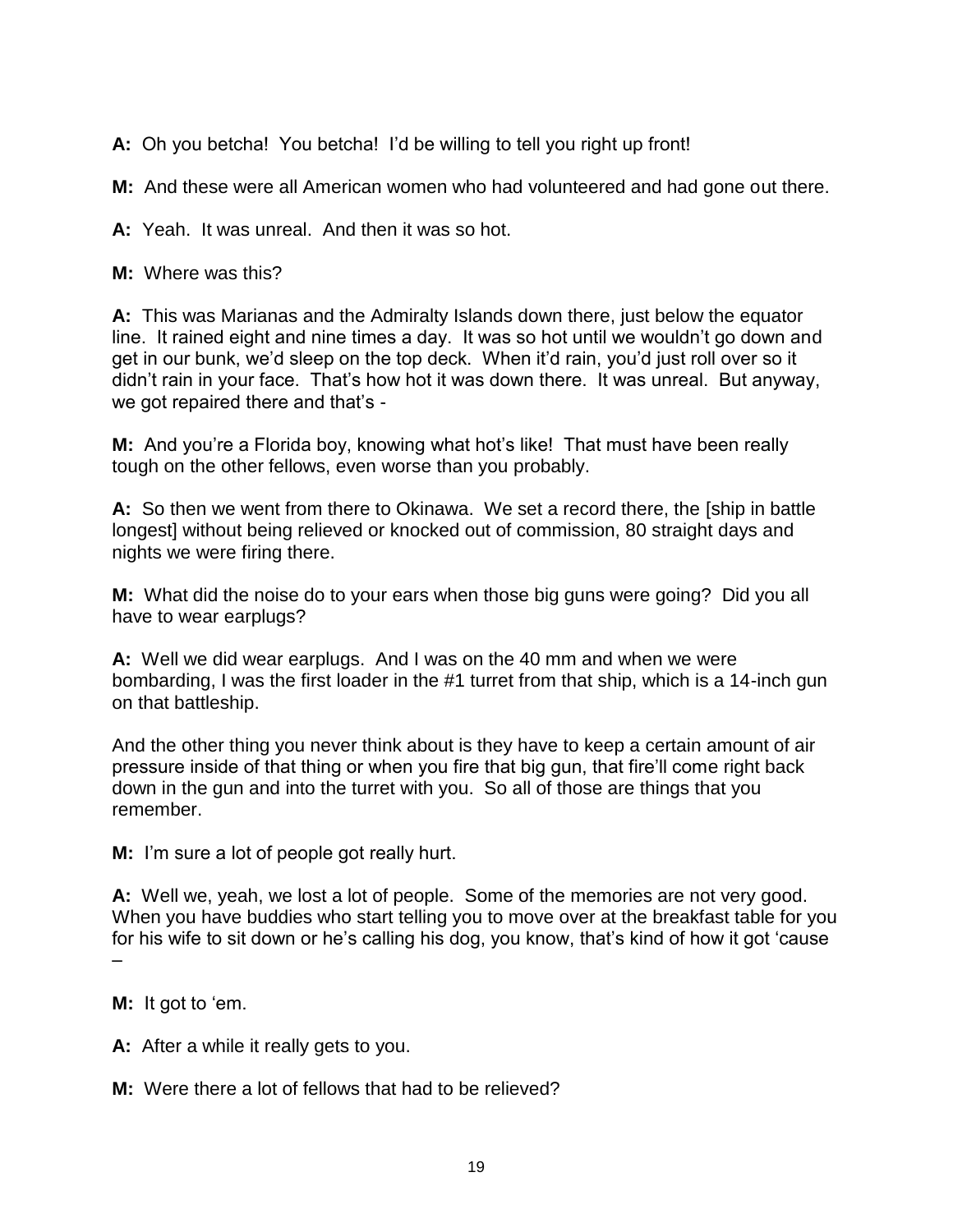**A:** Oh you betcha! You betcha! I'd be willing to tell you right up front!

**M:** And these were all American women who had volunteered and had gone out there.

**A:** Yeah. It was unreal. And then it was so hot.

**M:** Where was this?

**A:** This was Marianas and the Admiralty Islands down there, just below the equator line. It rained eight and nine times a day. It was so hot until we wouldn't go down and get in our bunk, we'd sleep on the top deck. When it'd rain, you'd just roll over so it didn't rain in your face. That's how hot it was down there. It was unreal. But anyway, we got repaired there and that's -

**M:** And you're a Florida boy, knowing what hot's like! That must have been really tough on the other fellows, even worse than you probably.

**A:** So then we went from there to Okinawa. We set a record there, the [ship in battle longest] without being relieved or knocked out of commission, 80 straight days and nights we were firing there.

**M:** What did the noise do to your ears when those big guns were going? Did you all have to wear earplugs?

**A:** Well we did wear earplugs. And I was on the 40 mm and when we were bombarding, I was the first loader in the #1 turret from that ship, which is a 14-inch gun on that battleship.

And the other thing you never think about is they have to keep a certain amount of air pressure inside of that thing or when you fire that big gun, that fire'll come right back down in the gun and into the turret with you. So all of those are things that you remember.

**M:** I'm sure a lot of people got really hurt.

**A:** Well we, yeah, we lost a lot of people. Some of the memories are not very good. When you have buddies who start telling you to move over at the breakfast table for you for his wife to sit down or he's calling his dog, you know, that's kind of how it got 'cause –

**M:** It got to 'em.

**A:** After a while it really gets to you.

**M:** Were there a lot of fellows that had to be relieved?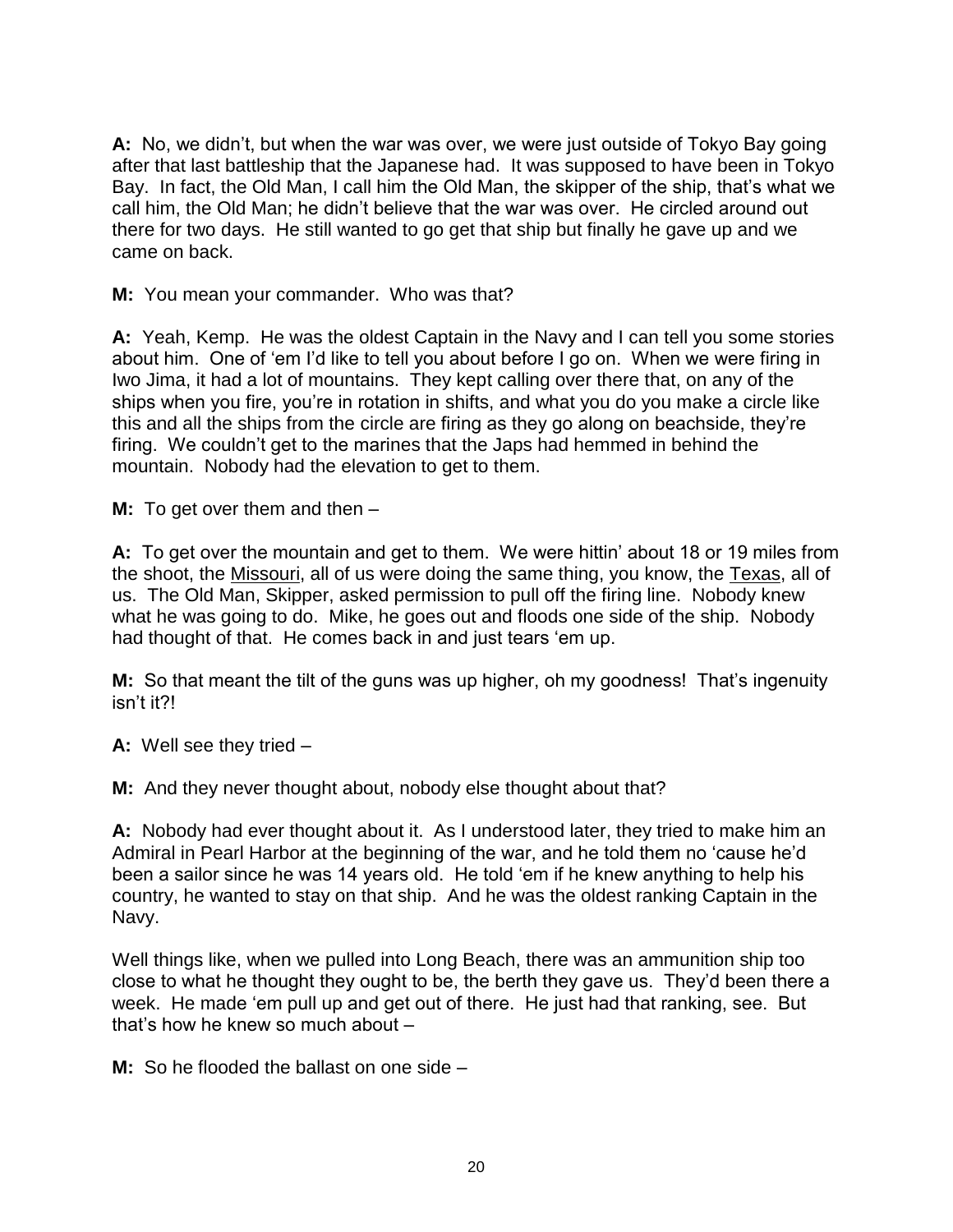**A:** No, we didn't, but when the war was over, we were just outside of Tokyo Bay going after that last battleship that the Japanese had. It was supposed to have been in Tokyo Bay. In fact, the Old Man, I call him the Old Man, the skipper of the ship, that's what we call him, the Old Man; he didn't believe that the war was over. He circled around out there for two days. He still wanted to go get that ship but finally he gave up and we came on back.

**M:** You mean your commander. Who was that?

**A:** Yeah, Kemp. He was the oldest Captain in the Navy and I can tell you some stories about him. One of 'em I'd like to tell you about before I go on. When we were firing in Iwo Jima, it had a lot of mountains. They kept calling over there that, on any of the ships when you fire, you're in rotation in shifts, and what you do you make a circle like this and all the ships from the circle are firing as they go along on beachside, they're firing. We couldn't get to the marines that the Japs had hemmed in behind the mountain. Nobody had the elevation to get to them.

**M:** To get over them and then –

**A:** To get over the mountain and get to them. We were hittin' about 18 or 19 miles from the shoot, the Missouri, all of us were doing the same thing, you know, the Texas, all of us. The Old Man, Skipper, asked permission to pull off the firing line. Nobody knew what he was going to do. Mike, he goes out and floods one side of the ship. Nobody had thought of that. He comes back in and just tears 'em up.

**M:** So that meant the tilt of the guns was up higher, oh my goodness! That's ingenuity isn't it?!

**A:** Well see they tried –

**M:** And they never thought about, nobody else thought about that?

**A:** Nobody had ever thought about it. As I understood later, they tried to make him an Admiral in Pearl Harbor at the beginning of the war, and he told them no 'cause he'd been a sailor since he was 14 years old. He told 'em if he knew anything to help his country, he wanted to stay on that ship. And he was the oldest ranking Captain in the Navy.

Well things like, when we pulled into Long Beach, there was an ammunition ship too close to what he thought they ought to be, the berth they gave us. They'd been there a week. He made 'em pull up and get out of there. He just had that ranking, see. But that's how he knew so much about –

**M:** So he flooded the ballast on one side –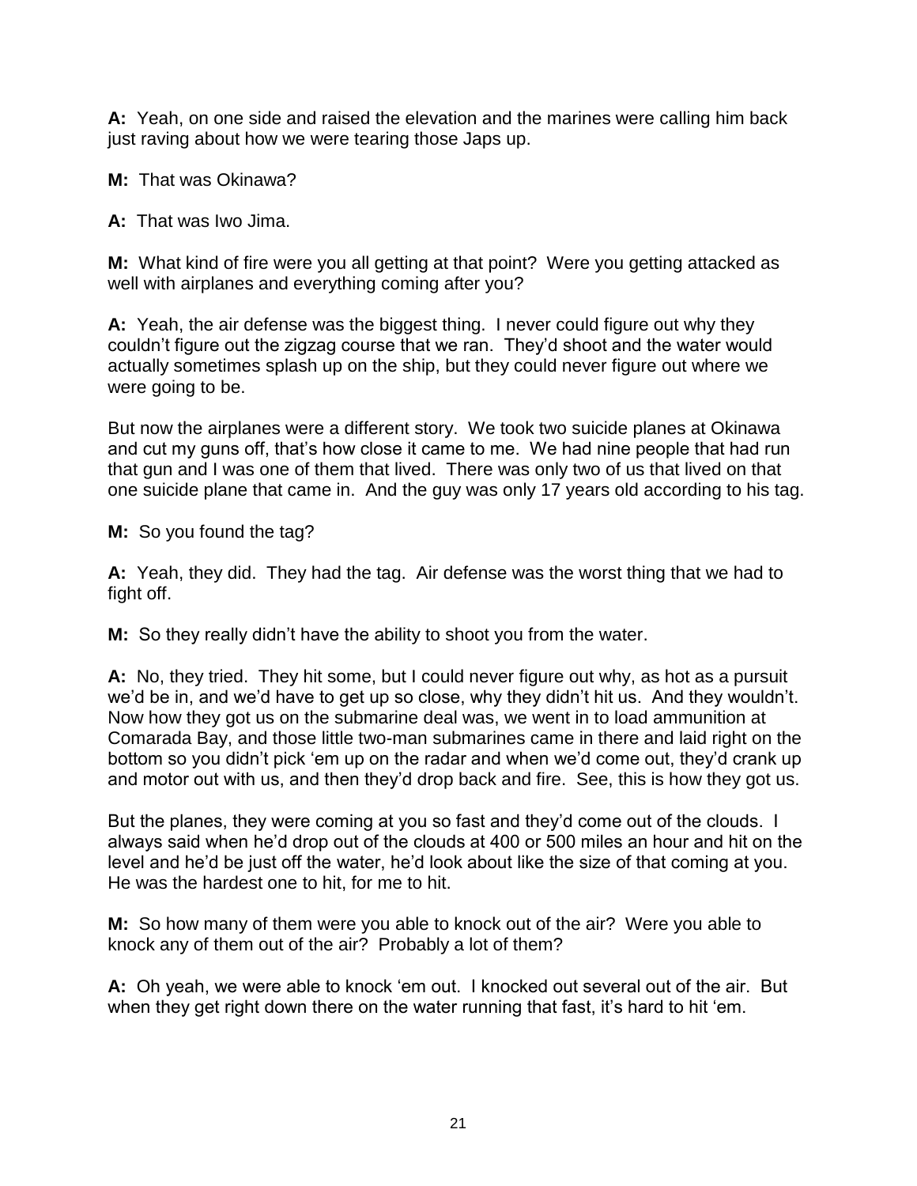**A:** Yeah, on one side and raised the elevation and the marines were calling him back just raving about how we were tearing those Japs up.

**M:** That was Okinawa?

**A:** That was Iwo Jima.

**M:** What kind of fire were you all getting at that point? Were you getting attacked as well with airplanes and everything coming after you?

**A:** Yeah, the air defense was the biggest thing. I never could figure out why they couldn't figure out the zigzag course that we ran. They'd shoot and the water would actually sometimes splash up on the ship, but they could never figure out where we were going to be.

But now the airplanes were a different story. We took two suicide planes at Okinawa and cut my guns off, that's how close it came to me. We had nine people that had run that gun and I was one of them that lived. There was only two of us that lived on that one suicide plane that came in. And the guy was only 17 years old according to his tag.

**M:** So you found the tag?

**A:** Yeah, they did. They had the tag. Air defense was the worst thing that we had to fight off.

**M:** So they really didn't have the ability to shoot you from the water.

**A:** No, they tried. They hit some, but I could never figure out why, as hot as a pursuit we'd be in, and we'd have to get up so close, why they didn't hit us. And they wouldn't. Now how they got us on the submarine deal was, we went in to load ammunition at Comarada Bay, and those little two-man submarines came in there and laid right on the bottom so you didn't pick 'em up on the radar and when we'd come out, they'd crank up and motor out with us, and then they'd drop back and fire. See, this is how they got us.

But the planes, they were coming at you so fast and they'd come out of the clouds. I always said when he'd drop out of the clouds at 400 or 500 miles an hour and hit on the level and he'd be just off the water, he'd look about like the size of that coming at you. He was the hardest one to hit, for me to hit.

**M:** So how many of them were you able to knock out of the air? Were you able to knock any of them out of the air? Probably a lot of them?

**A:** Oh yeah, we were able to knock 'em out. I knocked out several out of the air. But when they get right down there on the water running that fast, it's hard to hit 'em.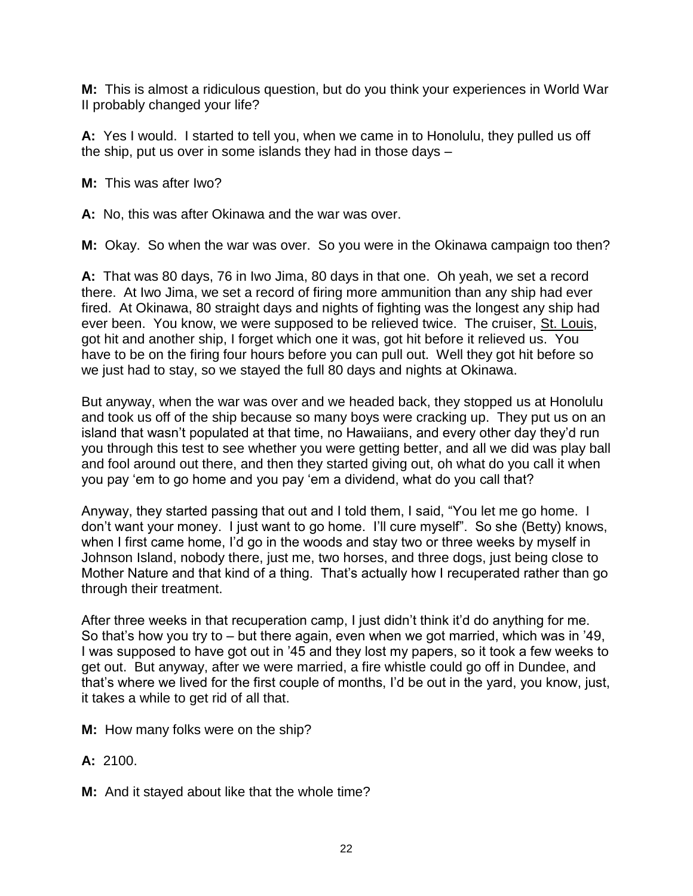**M:** This is almost a ridiculous question, but do you think your experiences in World War II probably changed your life?

**A:** Yes I would. I started to tell you, when we came in to Honolulu, they pulled us off the ship, put us over in some islands they had in those days –

**M:** This was after Iwo?

**A:** No, this was after Okinawa and the war was over.

**M:** Okay. So when the war was over. So you were in the Okinawa campaign too then?

**A:** That was 80 days, 76 in Iwo Jima, 80 days in that one. Oh yeah, we set a record there. At Iwo Jima, we set a record of firing more ammunition than any ship had ever fired. At Okinawa, 80 straight days and nights of fighting was the longest any ship had ever been. You know, we were supposed to be relieved twice. The cruiser, St. Louis, got hit and another ship, I forget which one it was, got hit before it relieved us. You have to be on the firing four hours before you can pull out. Well they got hit before so we just had to stay, so we stayed the full 80 days and nights at Okinawa.

But anyway, when the war was over and we headed back, they stopped us at Honolulu and took us off of the ship because so many boys were cracking up. They put us on an island that wasn't populated at that time, no Hawaiians, and every other day they'd run you through this test to see whether you were getting better, and all we did was play ball and fool around out there, and then they started giving out, oh what do you call it when you pay 'em to go home and you pay 'em a dividend, what do you call that?

Anyway, they started passing that out and I told them, I said, "You let me go home. I don't want your money. I just want to go home. I'll cure myself". So she (Betty) knows, when I first came home, I'd go in the woods and stay two or three weeks by myself in Johnson Island, nobody there, just me, two horses, and three dogs, just being close to Mother Nature and that kind of a thing. That's actually how I recuperated rather than go through their treatment.

After three weeks in that recuperation camp, I just didn't think it'd do anything for me. So that's how you try to – but there again, even when we got married, which was in '49, I was supposed to have got out in '45 and they lost my papers, so it took a few weeks to get out. But anyway, after we were married, a fire whistle could go off in Dundee, and that's where we lived for the first couple of months, I'd be out in the yard, you know, just, it takes a while to get rid of all that.

**M:** How many folks were on the ship?

**A:** 2100.

**M:** And it stayed about like that the whole time?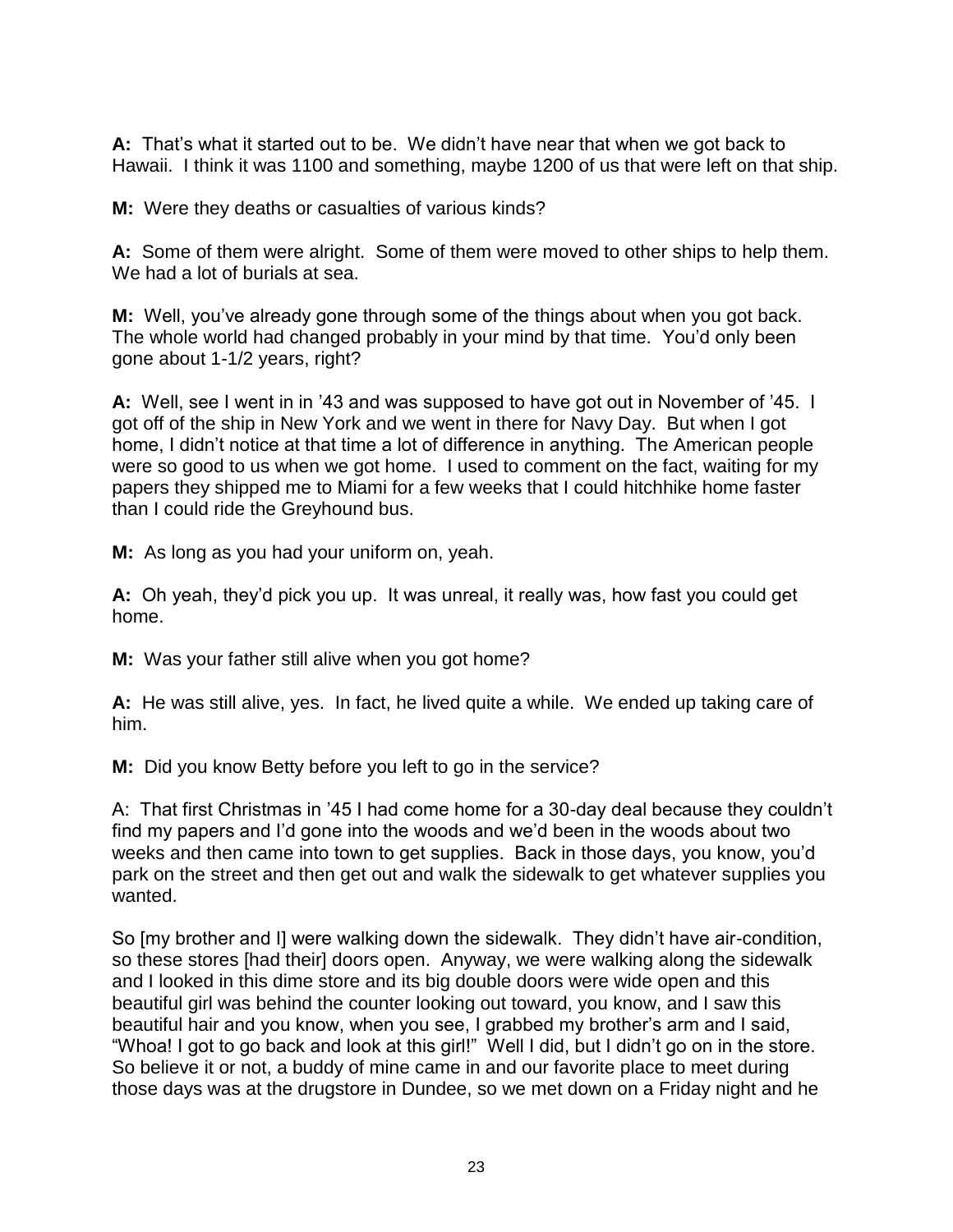**A:** That's what it started out to be. We didn't have near that when we got back to Hawaii. I think it was 1100 and something, maybe 1200 of us that were left on that ship.

**M:** Were they deaths or casualties of various kinds?

**A:** Some of them were alright. Some of them were moved to other ships to help them. We had a lot of burials at sea.

**M:** Well, you've already gone through some of the things about when you got back. The whole world had changed probably in your mind by that time. You'd only been gone about 1-1/2 years, right?

**A:** Well, see I went in in '43 and was supposed to have got out in November of '45. I got off of the ship in New York and we went in there for Navy Day. But when I got home, I didn't notice at that time a lot of difference in anything. The American people were so good to us when we got home. I used to comment on the fact, waiting for my papers they shipped me to Miami for a few weeks that I could hitchhike home faster than I could ride the Greyhound bus.

**M:** As long as you had your uniform on, yeah.

**A:** Oh yeah, they'd pick you up. It was unreal, it really was, how fast you could get home.

**M:** Was your father still alive when you got home?

**A:** He was still alive, yes. In fact, he lived quite a while. We ended up taking care of him.

**M:** Did you know Betty before you left to go in the service?

A: That first Christmas in '45 I had come home for a 30-day deal because they couldn't find my papers and I'd gone into the woods and we'd been in the woods about two weeks and then came into town to get supplies. Back in those days, you know, you'd park on the street and then get out and walk the sidewalk to get whatever supplies you wanted.

So [my brother and I] were walking down the sidewalk. They didn't have air-condition, so these stores [had their] doors open. Anyway, we were walking along the sidewalk and I looked in this dime store and its big double doors were wide open and this beautiful girl was behind the counter looking out toward, you know, and I saw this beautiful hair and you know, when you see, I grabbed my brother's arm and I said, "Whoa! I got to go back and look at this girl!" Well I did, but I didn't go on in the store. So believe it or not, a buddy of mine came in and our favorite place to meet during those days was at the drugstore in Dundee, so we met down on a Friday night and he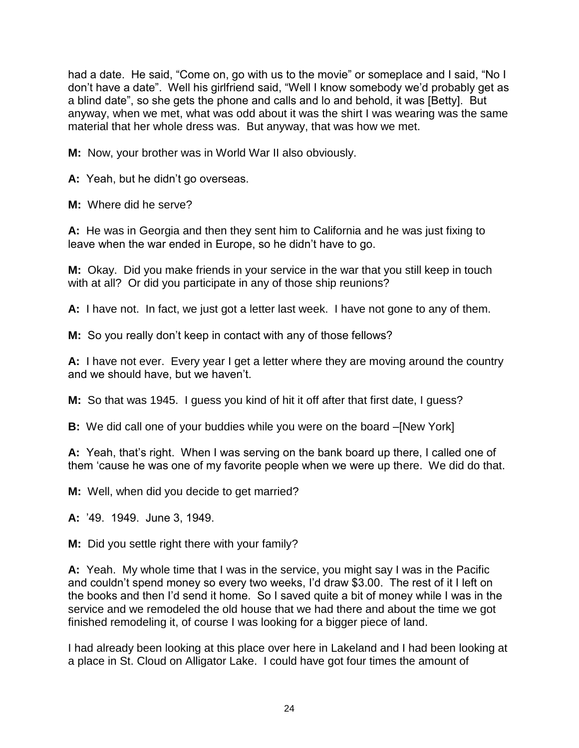had a date. He said, “Come on, go with us to the movie” or someplace and I said, “No I don’t have a date”. Well his girlfriend said, “Well I know somebody we’d probably get as a blind date”, so she gets the phone and calls and lo and behold, it was [Betty]. But anyway, when we met, what was odd about it was the shirt I was wearing was the same material that her whole dress was. But anyway, that was how we met.

**M:** Now, your brother was in World War II also obviously.

**A:** Yeah, but he didn’t go overseas.

**M:** Where did he serve?

**A:** He was in Georgia and then they sent him to California and he was just fixing to leave when the war ended in Europe, so he didn’t have to go.

**M:** Okay. Did you make friends in your service in the war that you still keep in touch with at all? Or did you participate in any of those ship reunions?

**A:** I have not. In fact, we just got a letter last week. I have not gone to any of them.

**M:** So you really don’t keep in contact with any of those fellows?

**A:** I have not ever. Every year I get a letter where they are moving around the country and we should have, but we haven’t.

**M:** So that was 1945. I guess you kind of hit it off after that first date, I guess?

**B:** We did call one of your buddies while you were on the board –[New York]

**A:** Yeah, that’s right. When I was serving on the bank board up there, I called one of them ‘cause he was one of my favorite people when we were up there. We did do that.

**M:** Well, when did you decide to get married?

**A:** ’49. 1949. June 3, 1949.

**M:** Did you settle right there with your family?

**A:** Yeah. My whole time that I was in the service, you might say I was in the Pacific and couldn’t spend money so every two weeks, I’d draw $3.00. The rest of it I left on the books and then I’d send it home. So I saved quite a bit of money while I was in the service and we remodeled the old house that we had there and about the time we got finished remodeling it, of course I was looking for a bigger piece of land.

I had already been looking at this place over here in Lakeland and I had been looking at a place in St. Cloud on Alligator Lake. I could have got four times the amount of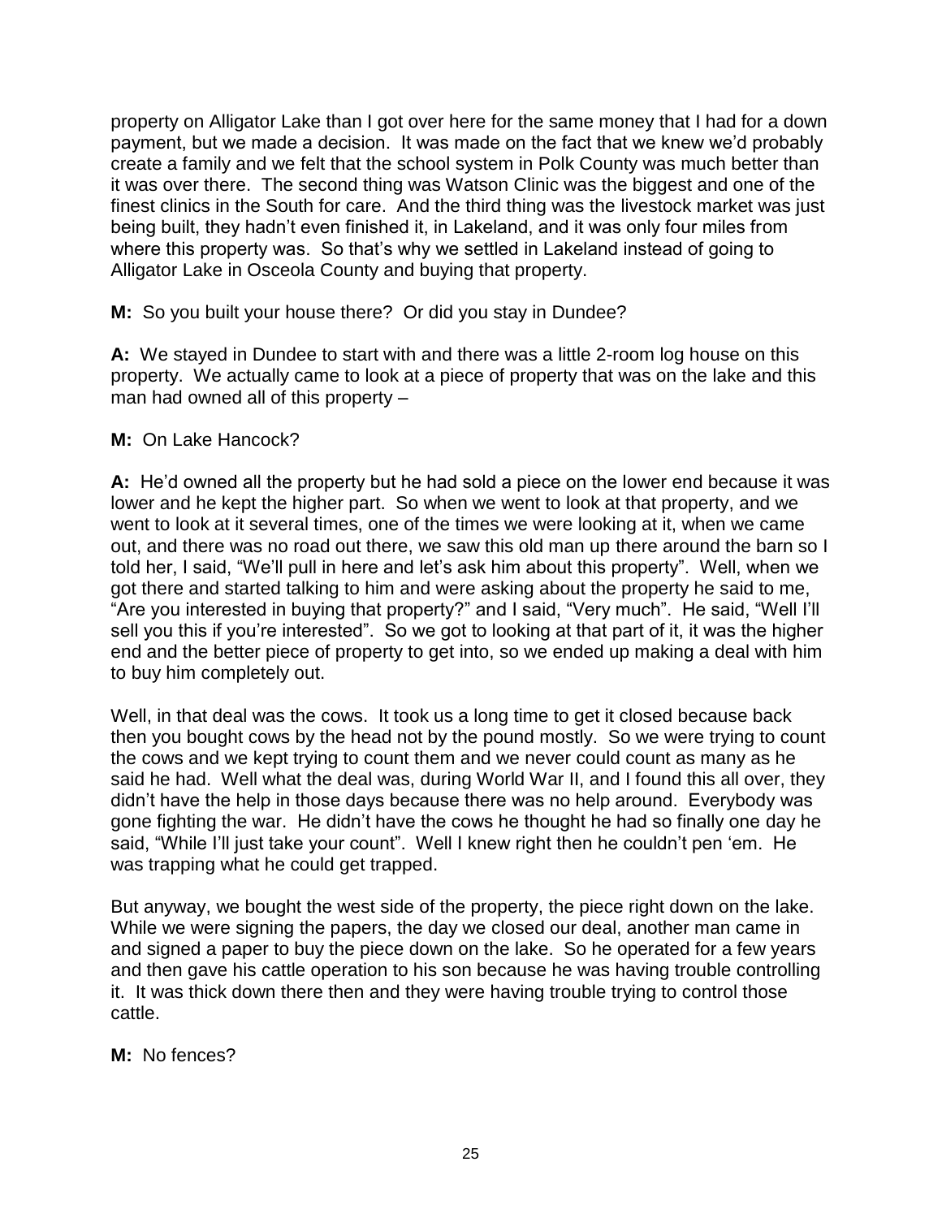property on Alligator Lake than I got over here for the same money that I had for a down payment, but we made a decision. It was made on the fact that we knew we'd probably create a family and we felt that the school system in Polk County was much better than it was over there. The second thing was Watson Clinic was the biggest and one of the finest clinics in the South for care. And the third thing was the livestock market was just being built, they hadn't even finished it, in Lakeland, and it was only four miles from where this property was. So that's why we settled in Lakeland instead of going to Alligator Lake in Osceola County and buying that property.

**M:** So you built your house there? Or did you stay in Dundee?

**A:** We stayed in Dundee to start with and there was a little 2-room log house on this property. We actually came to look at a piece of property that was on the lake and this man had owned all of this property –

**M:** On Lake Hancock?

**A:** He'd owned all the property but he had sold a piece on the lower end because it was lower and he kept the higher part. So when we went to look at that property, and we went to look at it several times, one of the times we were looking at it, when we came out, and there was no road out there, we saw this old man up there around the barn so I told her, I said, "We'll pull in here and let's ask him about this property". Well, when we got there and started talking to him and were asking about the property he said to me, "Are you interested in buying that property?" and I said, "Very much". He said, "Well I'll sell you this if you're interested". So we got to looking at that part of it, it was the higher end and the better piece of property to get into, so we ended up making a deal with him to buy him completely out.

Well, in that deal was the cows. It took us a long time to get it closed because back then you bought cows by the head not by the pound mostly. So we were trying to count the cows and we kept trying to count them and we never could count as many as he said he had. Well what the deal was, during World War II, and I found this all over, they didn't have the help in those days because there was no help around. Everybody was gone fighting the war. He didn't have the cows he thought he had so finally one day he said, "While I'll just take your count". Well I knew right then he couldn't pen 'em. He was trapping what he could get trapped.

But anyway, we bought the west side of the property, the piece right down on the lake. While we were signing the papers, the day we closed our deal, another man came in and signed a paper to buy the piece down on the lake. So he operated for a few years and then gave his cattle operation to his son because he was having trouble controlling it. It was thick down there then and they were having trouble trying to control those cattle.

**M:** No fences?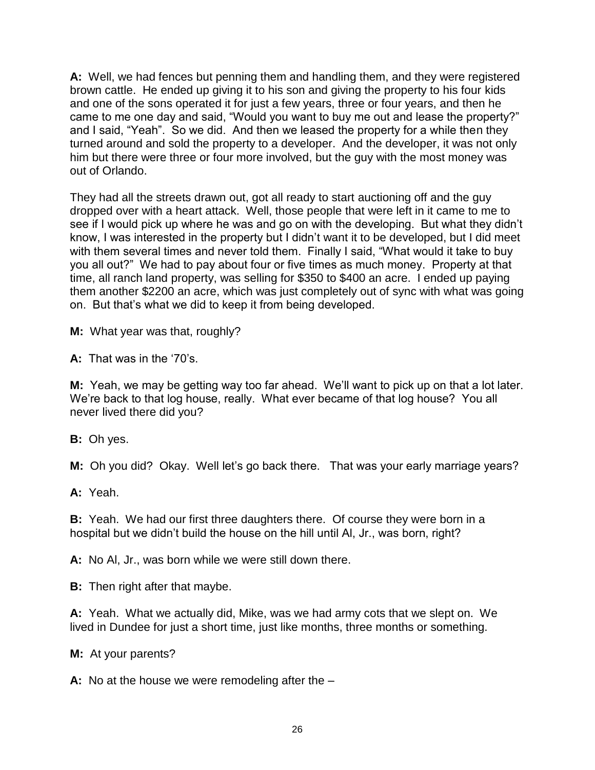**A:** Well, we had fences but penning them and handling them, and they were registered brown cattle. He ended up giving it to his son and giving the property to his four kids and one of the sons operated it for just a few years, three or four years, and then he came to me one day and said, "Would you want to buy me out and lease the property?" and I said, "Yeah". So we did. And then we leased the property for a while then they turned around and sold the property to a developer. And the developer, it was not only him but there were three or four more involved, but the guy with the most money was out of Orlando.

They had all the streets drawn out, got all ready to start auctioning off and the guy dropped over with a heart attack. Well, those people that were left in it came to me to see if I would pick up where he was and go on with the developing. But what they didn't know, I was interested in the property but I didn't want it to be developed, but I did meet with them several times and never told them. Finally I said, "What would it take to buy you all out?" We had to pay about four or five times as much money. Property at that time, all ranch land property, was selling for $350 to $400 an acre. I ended up paying them another $2200 an acre, which was just completely out of sync with what was going on. But that's what we did to keep it from being developed.

**M:** What year was that, roughly?

**A:** That was in the '70's.

**M:** Yeah, we may be getting way too far ahead. We'll want to pick up on that a lot later. We're back to that log house, really. What ever became of that log house? You all never lived there did you?

**B:** Oh yes.

**M:** Oh you did? Okay. Well let's go back there. That was your early marriage years?

**A:** Yeah.

**B:** Yeah. We had our first three daughters there. Of course they were born in a hospital but we didn't build the house on the hill until Al, Jr., was born, right?

**A:** No Al, Jr., was born while we were still down there.

**B:** Then right after that maybe.

**A:** Yeah. What we actually did, Mike, was we had army cots that we slept on. We lived in Dundee for just a short time, just like months, three months or something.

**M:** At your parents?

**A:** No at the house we were remodeling after the –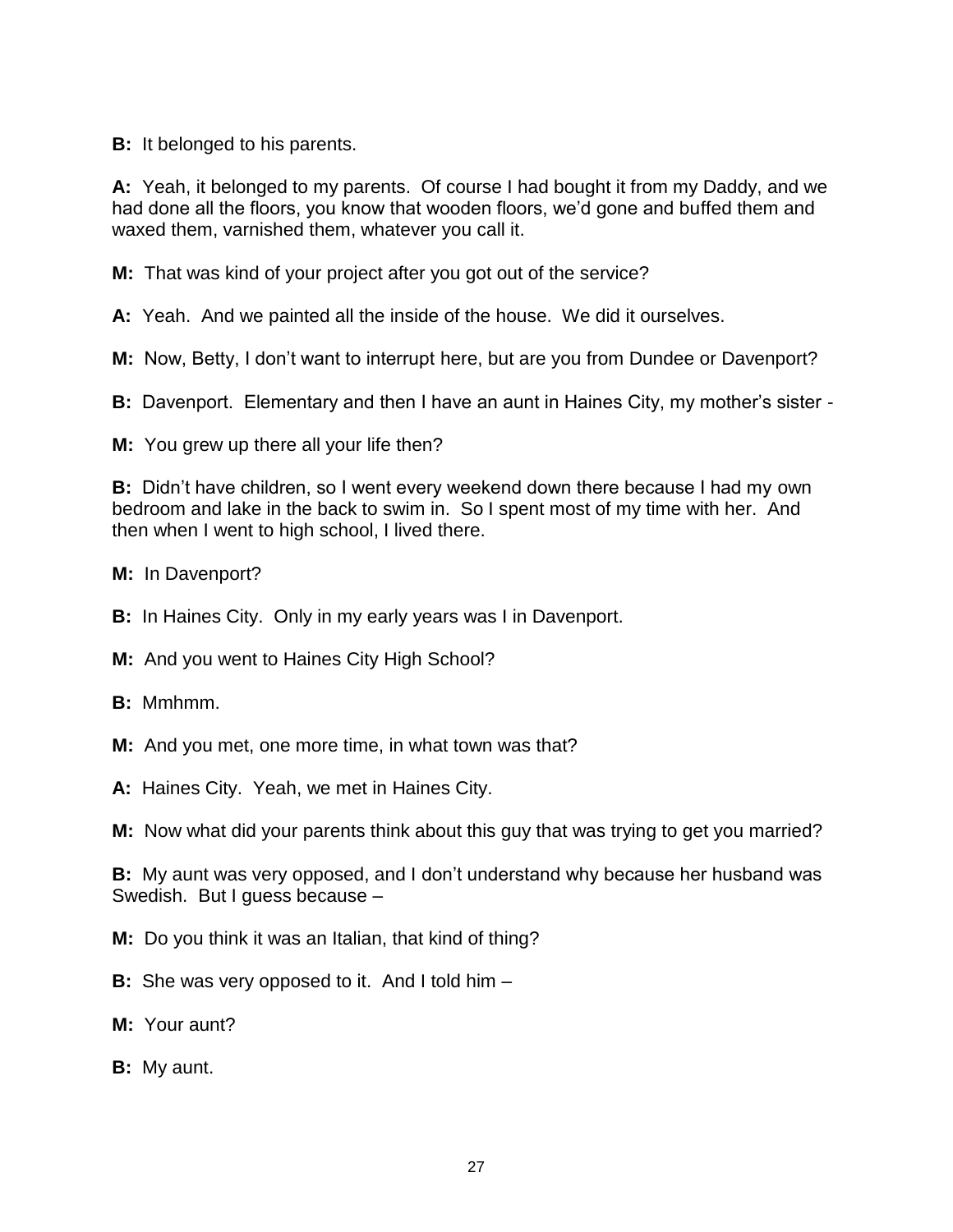**B:** It belonged to his parents.

**A:** Yeah, it belonged to my parents. Of course I had bought it from my Daddy, and we had done all the floors, you know that wooden floors, we'd gone and buffed them and waxed them, varnished them, whatever you call it.

**M:** That was kind of your project after you got out of the service?

**A:** Yeah. And we painted all the inside of the house. We did it ourselves.

**M:** Now, Betty, I don't want to interrupt here, but are you from Dundee or Davenport?

**B:** Davenport. Elementary and then I have an aunt in Haines City, my mother's sister -

**M:** You grew up there all your life then?

**B:** Didn't have children, so I went every weekend down there because I had my own bedroom and lake in the back to swim in. So I spent most of my time with her. And then when I went to high school, I lived there.

**M:** In Davenport?

**B:** In Haines City. Only in my early years was I in Davenport.

**M:** And you went to Haines City High School?

**B:** Mmhmm.

**M:** And you met, one more time, in what town was that?

**A:** Haines City. Yeah, we met in Haines City.

**M:** Now what did your parents think about this guy that was trying to get you married?

**B:** My aunt was very opposed, and I don't understand why because her husband was Swedish. But I guess because –

**M:** Do you think it was an Italian, that kind of thing?

**B:** She was very opposed to it. And I told him –

**M:** Your aunt?

**B:** My aunt.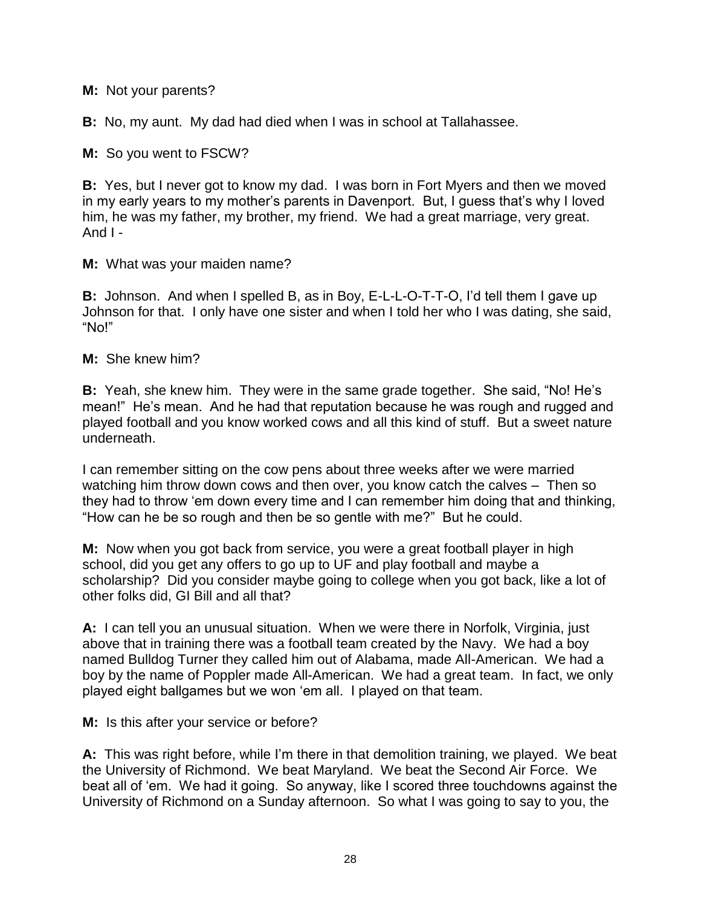**M:** Not your parents?

**B:** No, my aunt. My dad had died when I was in school at Tallahassee.

**M:** So you went to FSCW?

**B:** Yes, but I never got to know my dad. I was born in Fort Myers and then we moved in my early years to my mother's parents in Davenport. But, I guess that's why I loved him, he was my father, my brother, my friend. We had a great marriage, very great. And I -

**M:** What was your maiden name?

**B:** Johnson. And when I spelled B, as in Boy, E-L-L-O-T-T-O, I'd tell them I gave up Johnson for that. I only have one sister and when I told her who I was dating, she said, "No!"

**M:** She knew him?

**B:** Yeah, she knew him. They were in the same grade together. She said, "No! He's mean!" He's mean. And he had that reputation because he was rough and rugged and played football and you know worked cows and all this kind of stuff. But a sweet nature underneath.

I can remember sitting on the cow pens about three weeks after we were married watching him throw down cows and then over, you know catch the calves – Then so they had to throw 'em down every time and I can remember him doing that and thinking, "How can he be so rough and then be so gentle with me?" But he could.

**M:** Now when you got back from service, you were a great football player in high school, did you get any offers to go up to UF and play football and maybe a scholarship? Did you consider maybe going to college when you got back, like a lot of other folks did, GI Bill and all that?

**A:** I can tell you an unusual situation. When we were there in Norfolk, Virginia, just above that in training there was a football team created by the Navy. We had a boy named Bulldog Turner they called him out of Alabama, made All-American. We had a boy by the name of Poppler made All-American. We had a great team. In fact, we only played eight ballgames but we won 'em all. I played on that team.

**M:** Is this after your service or before?

**A:** This was right before, while I'm there in that demolition training, we played. We beat the University of Richmond. We beat Maryland. We beat the Second Air Force. We beat all of 'em. We had it going. So anyway, like I scored three touchdowns against the University of Richmond on a Sunday afternoon. So what I was going to say to you, the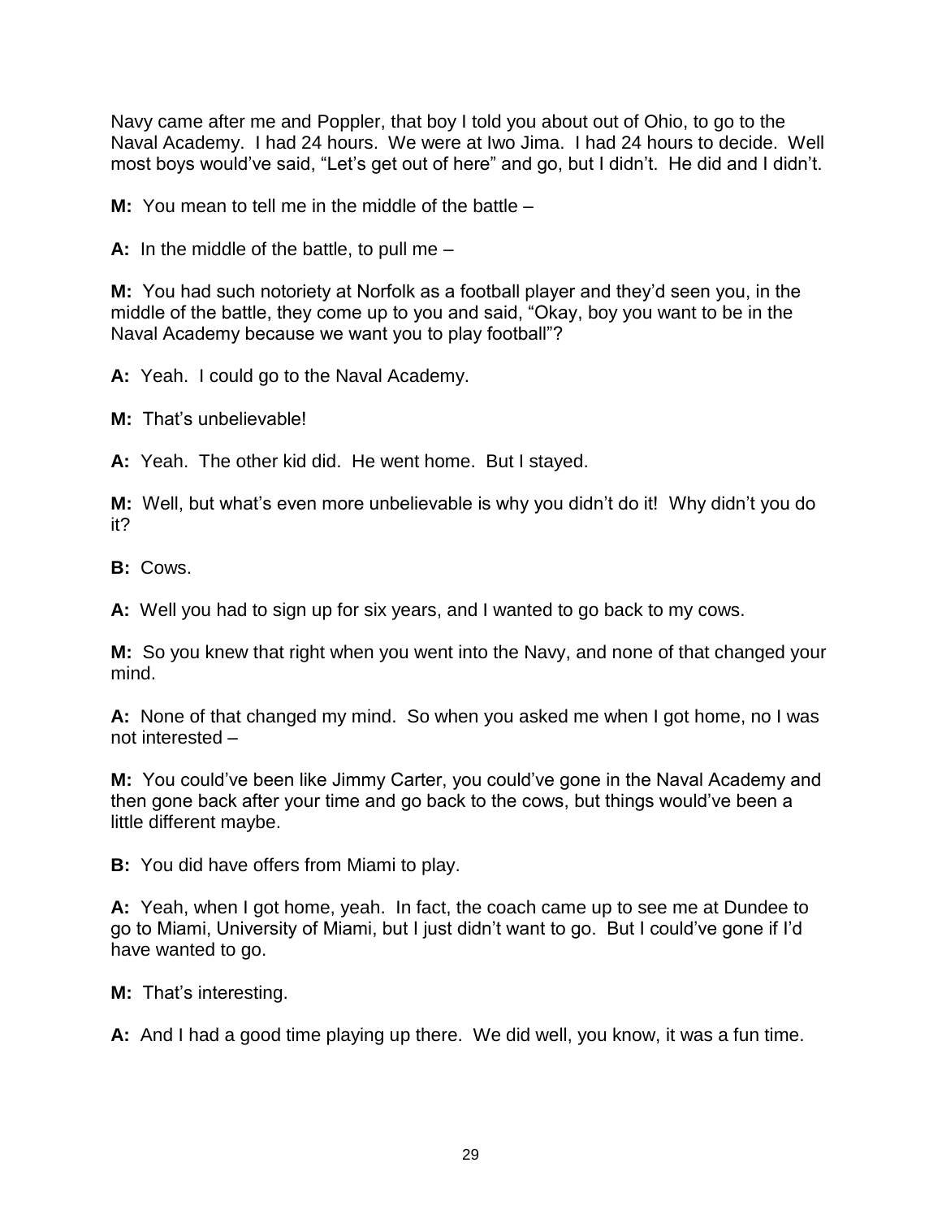Navy came after me and Poppler, that boy I told you about out of Ohio, to go to the Naval Academy. I had 24 hours. We were at Iwo Jima. I had 24 hours to decide. Well most boys would've said, "Let's get out of here" and go, but I didn't. He did and I didn't.

**M:** You mean to tell me in the middle of the battle –

**A:** In the middle of the battle, to pull me –

**M:** You had such notoriety at Norfolk as a football player and they'd seen you, in the middle of the battle, they come up to you and said, "Okay, boy you want to be in the Naval Academy because we want you to play football"?

**A:** Yeah. I could go to the Naval Academy.

**M:** That's unbelievable!

**A:** Yeah. The other kid did. He went home. But I stayed.

**M:** Well, but what's even more unbelievable is why you didn't do it! Why didn't you do it?

**B:** Cows.

**A:** Well you had to sign up for six years, and I wanted to go back to my cows.

**M:** So you knew that right when you went into the Navy, and none of that changed your mind.

**A:** None of that changed my mind. So when you asked me when I got home, no I was not interested –

**M:** You could've been like Jimmy Carter, you could've gone in the Naval Academy and then gone back after your time and go back to the cows, but things would've been a little different maybe.

**B:** You did have offers from Miami to play.

**A:** Yeah, when I got home, yeah. In fact, the coach came up to see me at Dundee to go to Miami, University of Miami, but I just didn't want to go. But I could've gone if I'd have wanted to go.

**M:** That's interesting.

**A:** And I had a good time playing up there. We did well, you know, it was a fun time.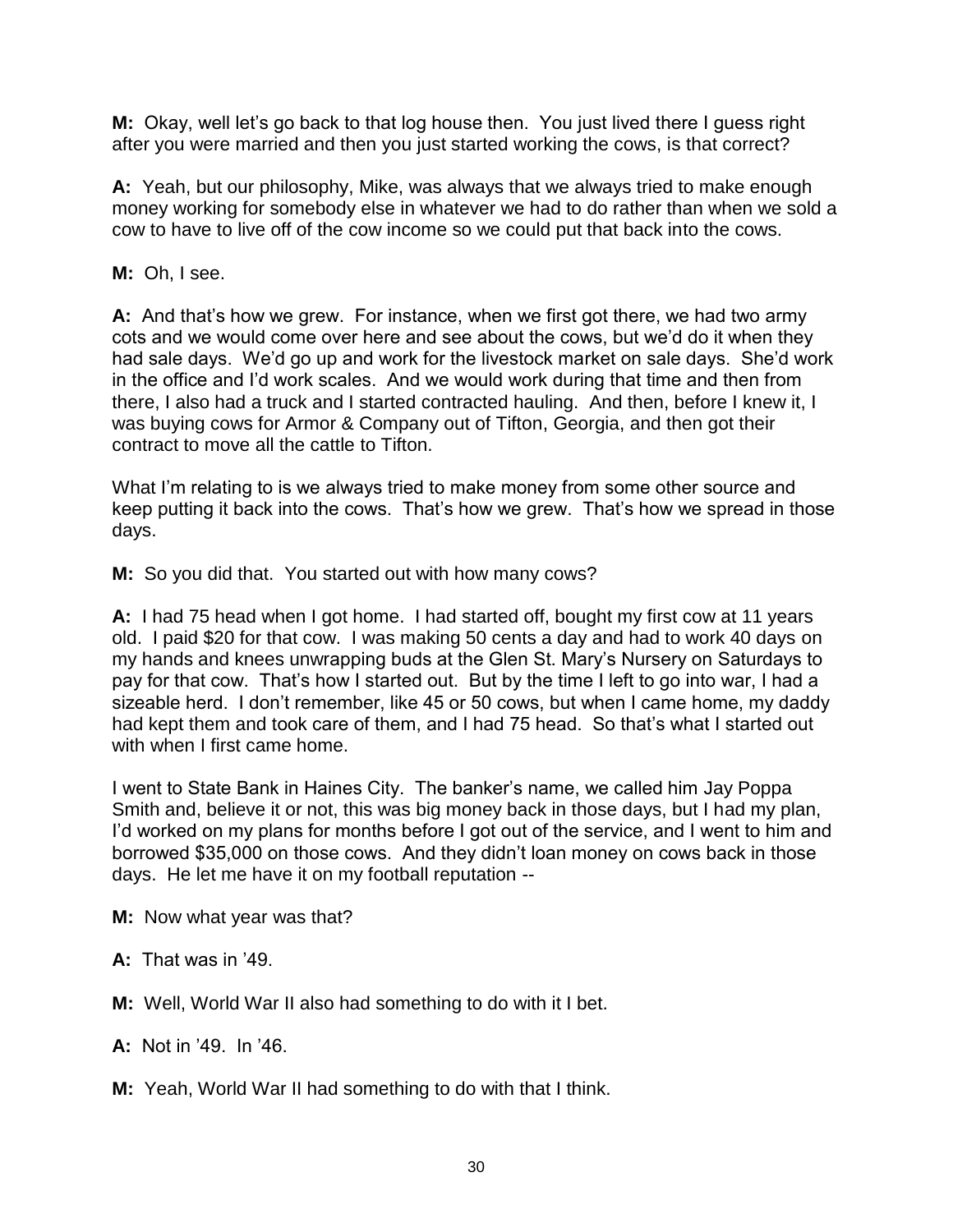**M:** Okay, well let's go back to that log house then. You just lived there I guess right after you were married and then you just started working the cows, is that correct?

**A:** Yeah, but our philosophy, Mike, was always that we always tried to make enough money working for somebody else in whatever we had to do rather than when we sold a cow to have to live off of the cow income so we could put that back into the cows.

**M:** Oh, I see.

**A:** And that's how we grew. For instance, when we first got there, we had two army cots and we would come over here and see about the cows, but we'd do it when they had sale days. We'd go up and work for the livestock market on sale days. She'd work in the office and I'd work scales. And we would work during that time and then from there, I also had a truck and I started contracted hauling. And then, before I knew it, I was buying cows for Armor & Company out of Tifton, Georgia, and then got their contract to move all the cattle to Tifton.

What I'm relating to is we always tried to make money from some other source and keep putting it back into the cows. That's how we grew. That's how we spread in those days.

**M:** So you did that. You started out with how many cows?

**A:** I had 75 head when I got home. I had started off, bought my first cow at 11 years old. I paid $20 for that cow. I was making 50 cents a day and had to work 40 days on my hands and knees unwrapping buds at the Glen St. Mary's Nursery on Saturdays to pay for that cow. That's how I started out. But by the time I left to go into war, I had a sizeable herd. I don't remember, like 45 or 50 cows, but when I came home, my daddy had kept them and took care of them, and I had 75 head. So that's what I started out with when I first came home.

I went to State Bank in Haines City. The banker's name, we called him Jay Poppa Smith and, believe it or not, this was big money back in those days, but I had my plan, I'd worked on my plans for months before I got out of the service, and I went to him and borrowed $35,000 on those cows. And they didn't loan money on cows back in those days. He let me have it on my football reputation --

**M:** Now what year was that?

**A:** That was in '49.

**M:** Well, World War II also had something to do with it I bet.

**A:** Not in '49. In '46.

**M:** Yeah, World War II had something to do with that I think.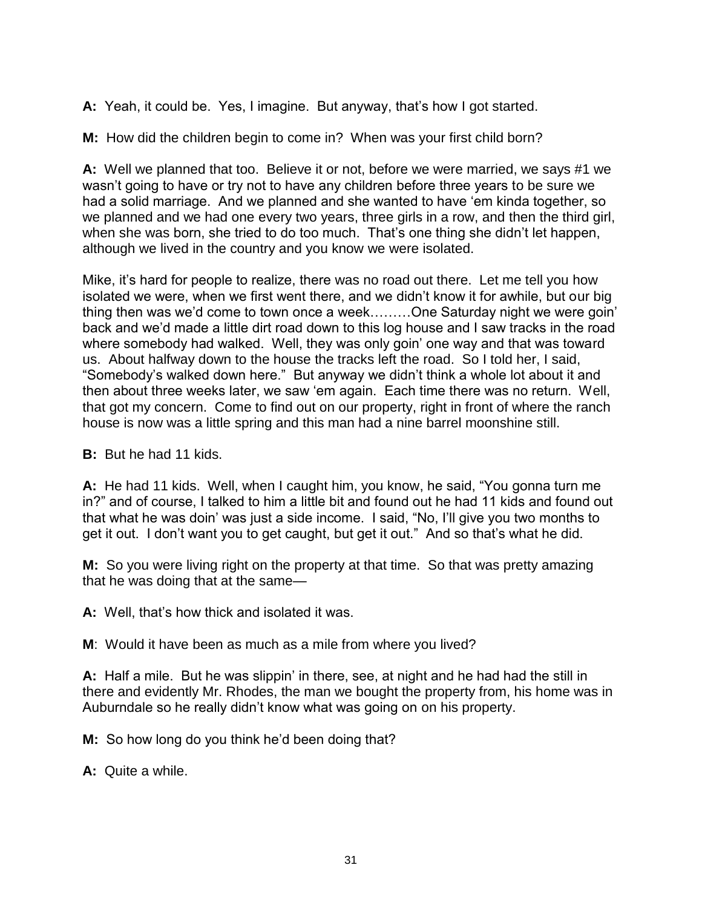**A:** Yeah, it could be. Yes, I imagine. But anyway, that's how I got started.

**M:** How did the children begin to come in? When was your first child born?

**A:** Well we planned that too. Believe it or not, before we were married, we says #1 we wasn't going to have or try not to have any children before three years to be sure we had a solid marriage. And we planned and she wanted to have 'em kinda together, so we planned and we had one every two years, three girls in a row, and then the third girl, when she was born, she tried to do too much. That's one thing she didn't let happen, although we lived in the country and you know we were isolated.

Mike, it's hard for people to realize, there was no road out there. Let me tell you how isolated we were, when we first went there, and we didn't know it for awhile, but our big thing then was we'd come to town once a week………One Saturday night we were goin' back and we'd made a little dirt road down to this log house and I saw tracks in the road where somebody had walked. Well, they was only goin' one way and that was toward us. About halfway down to the house the tracks left the road. So I told her, I said, "Somebody's walked down here." But anyway we didn't think a whole lot about it and then about three weeks later, we saw 'em again. Each time there was no return. Well, that got my concern. Come to find out on our property, right in front of where the ranch house is now was a little spring and this man had a nine barrel moonshine still.

**B:** But he had 11 kids.

**A:** He had 11 kids. Well, when I caught him, you know, he said, "You gonna turn me in?" and of course, I talked to him a little bit and found out he had 11 kids and found out that what he was doin' was just a side income. I said, "No, I'll give you two months to get it out. I don't want you to get caught, but get it out." And so that's what he did.

**M:** So you were living right on the property at that time. So that was pretty amazing that he was doing that at the same—

**A:** Well, that's how thick and isolated it was.

**M**: Would it have been as much as a mile from where you lived?

**A:** Half a mile. But he was slippin' in there, see, at night and he had had the still in there and evidently Mr. Rhodes, the man we bought the property from, his home was in Auburndale so he really didn't know what was going on on his property.

**M:** So how long do you think he'd been doing that?

**A:** Quite a while.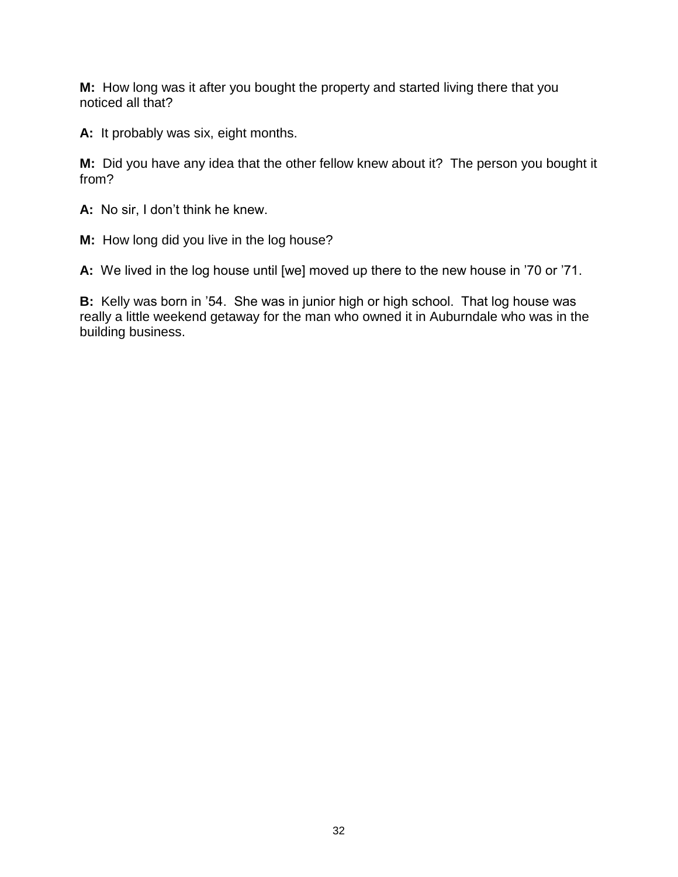**M:** How long was it after you bought the property and started living there that you noticed all that?

**A:** It probably was six, eight months.

**M:** Did you have any idea that the other fellow knew about it? The person you bought it from?

**A:** No sir, I don't think he knew.

**M:** How long did you live in the log house?

**A:** We lived in the log house until [we] moved up there to the new house in '70 or '71.

**B:** Kelly was born in '54. She was in junior high or high school. That log house was really a little weekend getaway for the man who owned it in Auburndale who was in the building business.